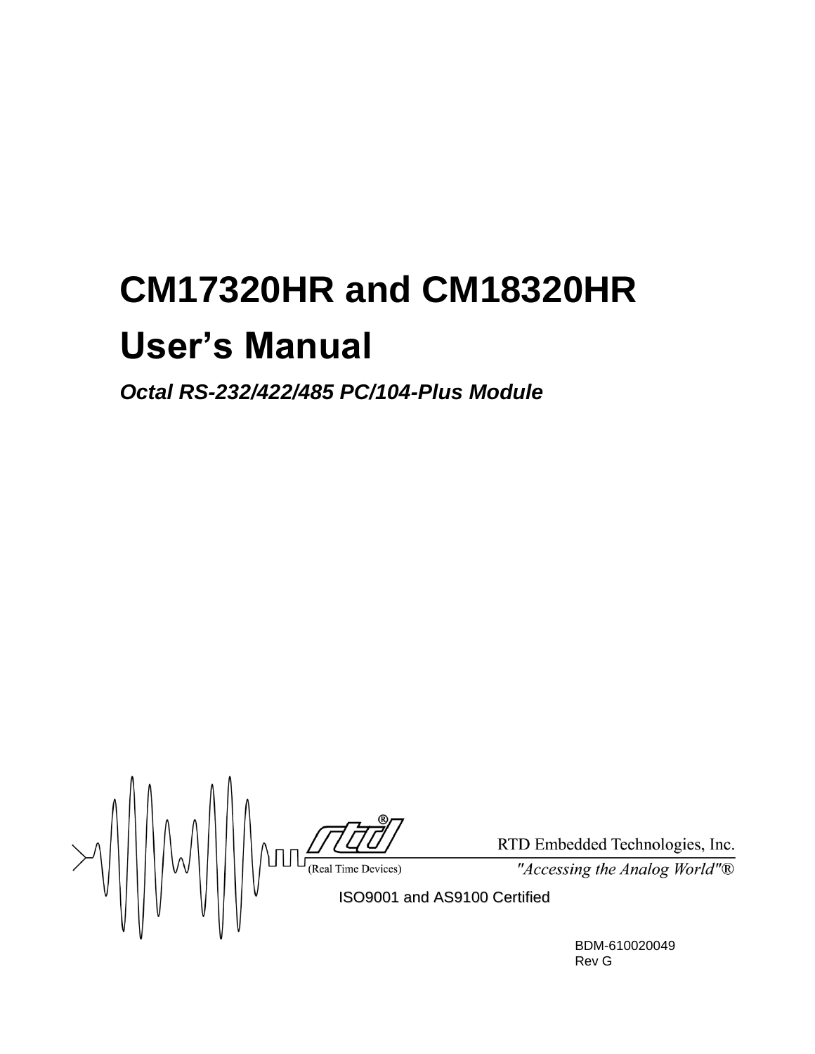# CM17320HR and CM18320HR User's Manual

***Octal RS-232/422/485 PC/104-Plus Module***

RTD Embedded Technologies, Inc.

(Real Time Devices)

*"Accessing the Analog World"®*

ISO9001 and AS9100 Certified

BDM-610020049
Rev G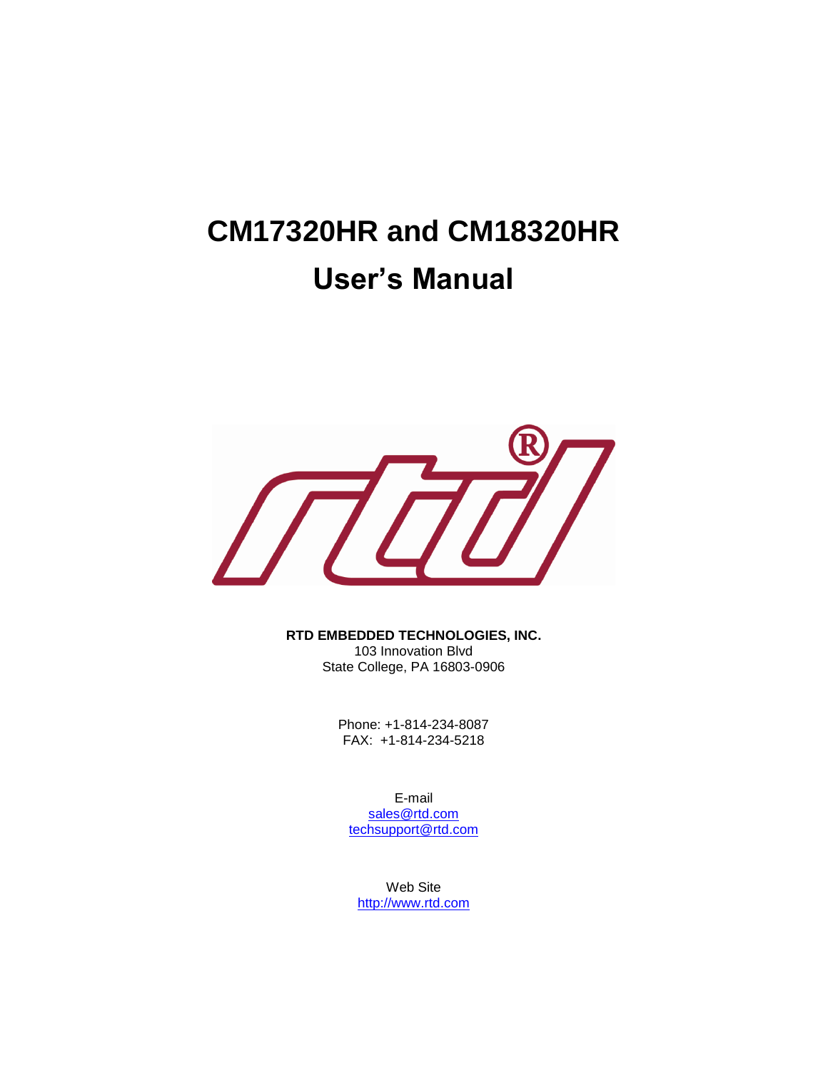# CM17320HR and CM18320HR User's Manual

**RTD EMBEDDED TECHNOLOGIES, INC.**
103 Innovation Blvd
State College, PA 16803-0906

Phone: +1-814-234-8087
FAX: +1-814-234-5218

E-mail
sales@rtd.com
techsupport@rtd.com

Web Site
http://www.rtd.com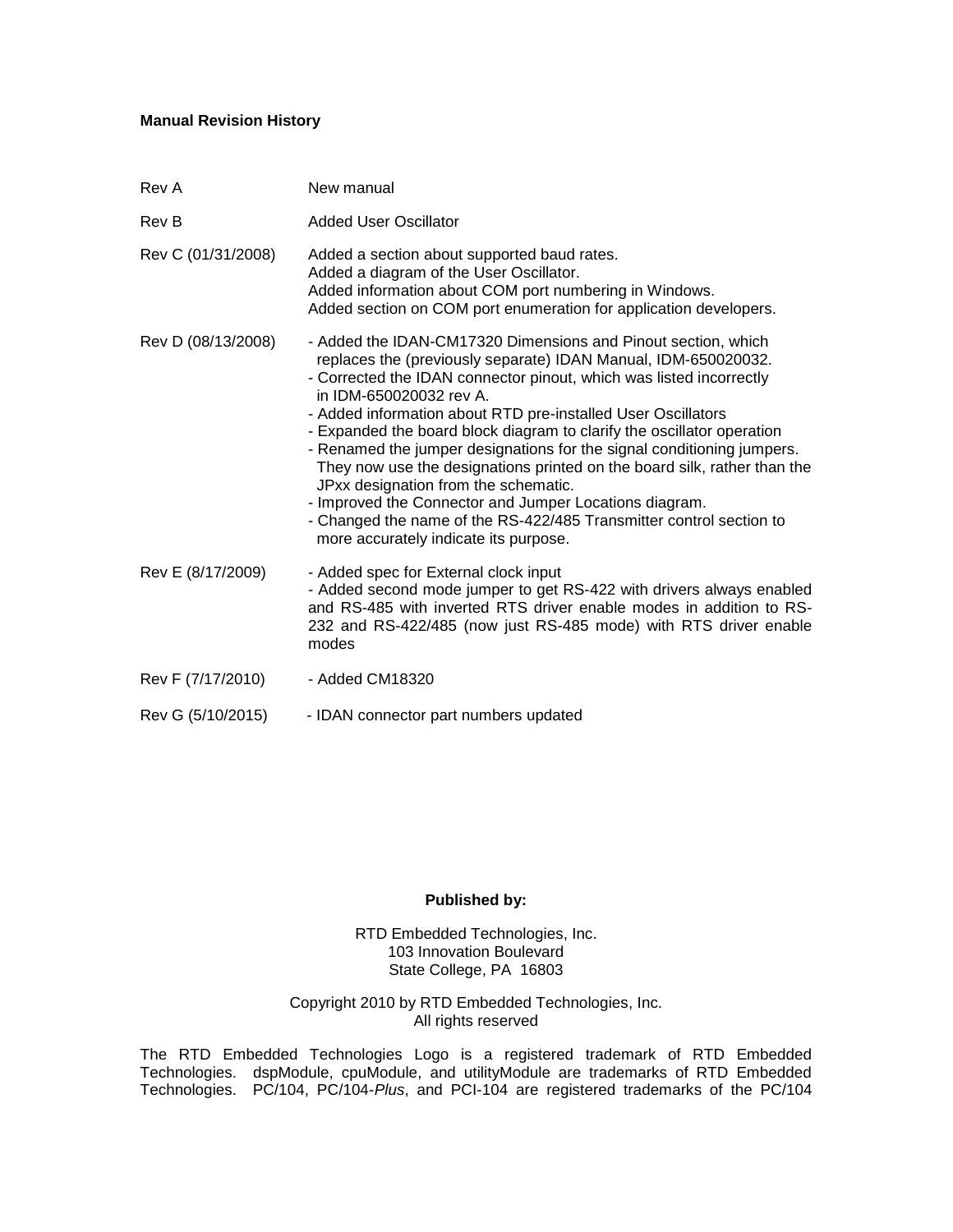**Manual Revision History**

| | |
|---|---|
| Rev A | New manual |
| Rev B | Added User Oscillator |
| Rev C (01/31/2008) | Added a section about supported baud rates.<br>Added a diagram of the User Oscillator.<br>Added information about COM port numbering in Windows.<br>Added section on COM port enumeration for application developers. |
| Rev D (08/13/2008) | - Added the IDAN-CM17320 Dimensions and Pinout section, which replaces the (previously separate) IDAN Manual, IDM-650020032.<br>- Corrected the IDAN connector pinout, which was listed incorrectly in IDM-650020032 rev A.<br>- Added information about RTD pre-installed User Oscillators<br>- Expanded the board block diagram to clarify the oscillator operation<br>- Renamed the jumper designations for the signal conditioning jumpers. They now use the designations printed on the board silk, rather than the JPxx designation from the schematic.<br>- Improved the Connector and Jumper Locations diagram.<br>- Changed the name of the RS-422/485 Transmitter control section to more accurately indicate its purpose. |
| Rev E (8/17/2009) | - Added spec for External clock input<br>- Added second mode jumper to get RS-422 with drivers always enabled and RS-485 with inverted RTS driver enable modes in addition to RS-232 and RS-422/485 (now just RS-485 mode) with RTS driver enable modes |
| Rev F (7/17/2010) | - Added CM18320 |
| Rev G (5/10/2015) | - IDAN connector part numbers updated |

**Published by:**

RTD Embedded Technologies, Inc.
103 Innovation Boulevard
State College, PA 16803

Copyright 2010 by RTD Embedded Technologies, Inc.
All rights reserved

The RTD Embedded Technologies Logo is a registered trademark of RTD Embedded Technologies. dspModule, cpuModule, and utilityModule are trademarks of RTD Embedded Technologies. PC/104, PC/104-*Plus*, and PCI-104 are registered trademarks of the PC/104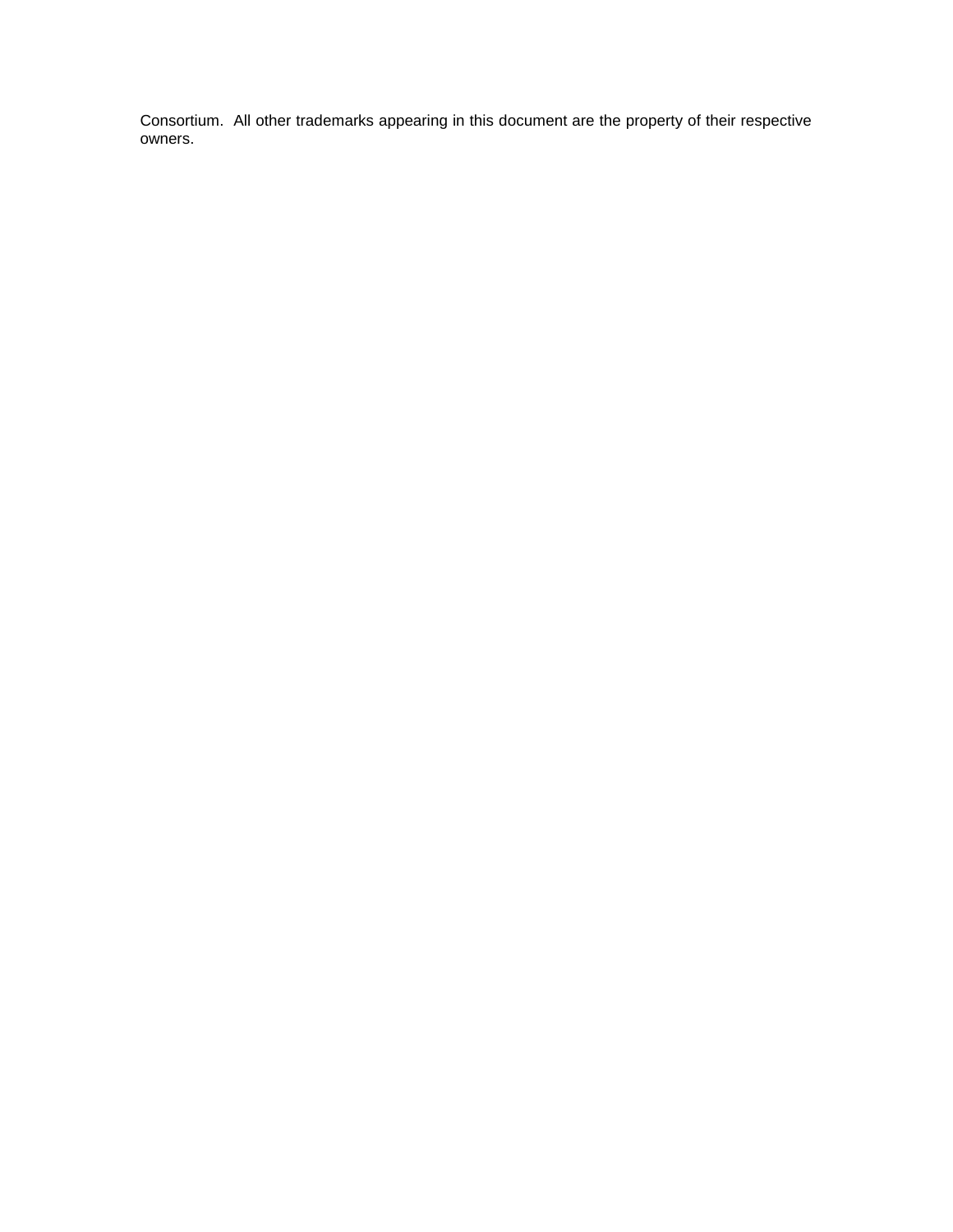Consortium. All other trademarks appearing in this document are the property of their respective owners.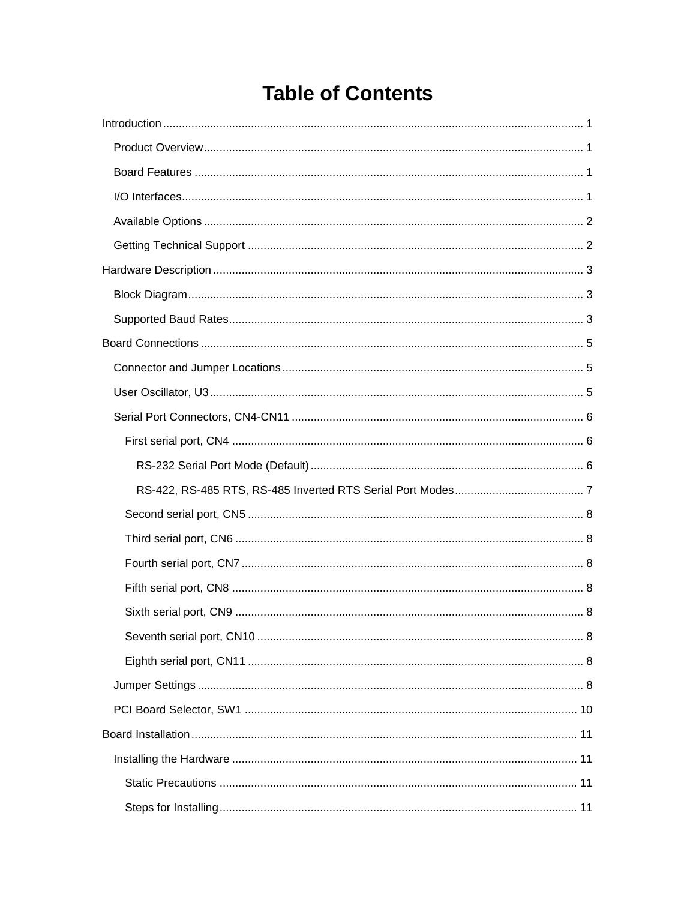# Table of Contents

- Introduction ........ 1
  - Product Overview ........ 1
  - Board Features ........ 1
  - I/O Interfaces ........ 1
  - Available Options ........ 2
  - Getting Technical Support ........ 2
- Hardware Description ........ 3
  - Block Diagram ........ 3
  - Supported Baud Rates ........ 3
- Board Connections ........ 5
  - Connector and Jumper Locations ........ 5
  - User Oscillator, U3 ........ 5
  - Serial Port Connectors, CN4-CN11 ........ 6
    - First serial port, CN4 ........ 6
      - RS-232 Serial Port Mode (Default) ........ 6
      - RS-422, RS-485 RTS, RS-485 Inverted RTS Serial Port Modes ........ 7
    - Second serial port, CN5 ........ 8
    - Third serial port, CN6 ........ 8
    - Fourth serial port, CN7 ........ 8
    - Fifth serial port, CN8 ........ 8
    - Sixth serial port, CN9 ........ 8
    - Seventh serial port, CN10 ........ 8
    - Eighth serial port, CN11 ........ 8
  - Jumper Settings ........ 8
  - PCI Board Selector, SW1 ........ 10
- Board Installation ........ 11
  - Installing the Hardware ........ 11
    - Static Precautions ........ 11
    - Steps for Installing ........ 11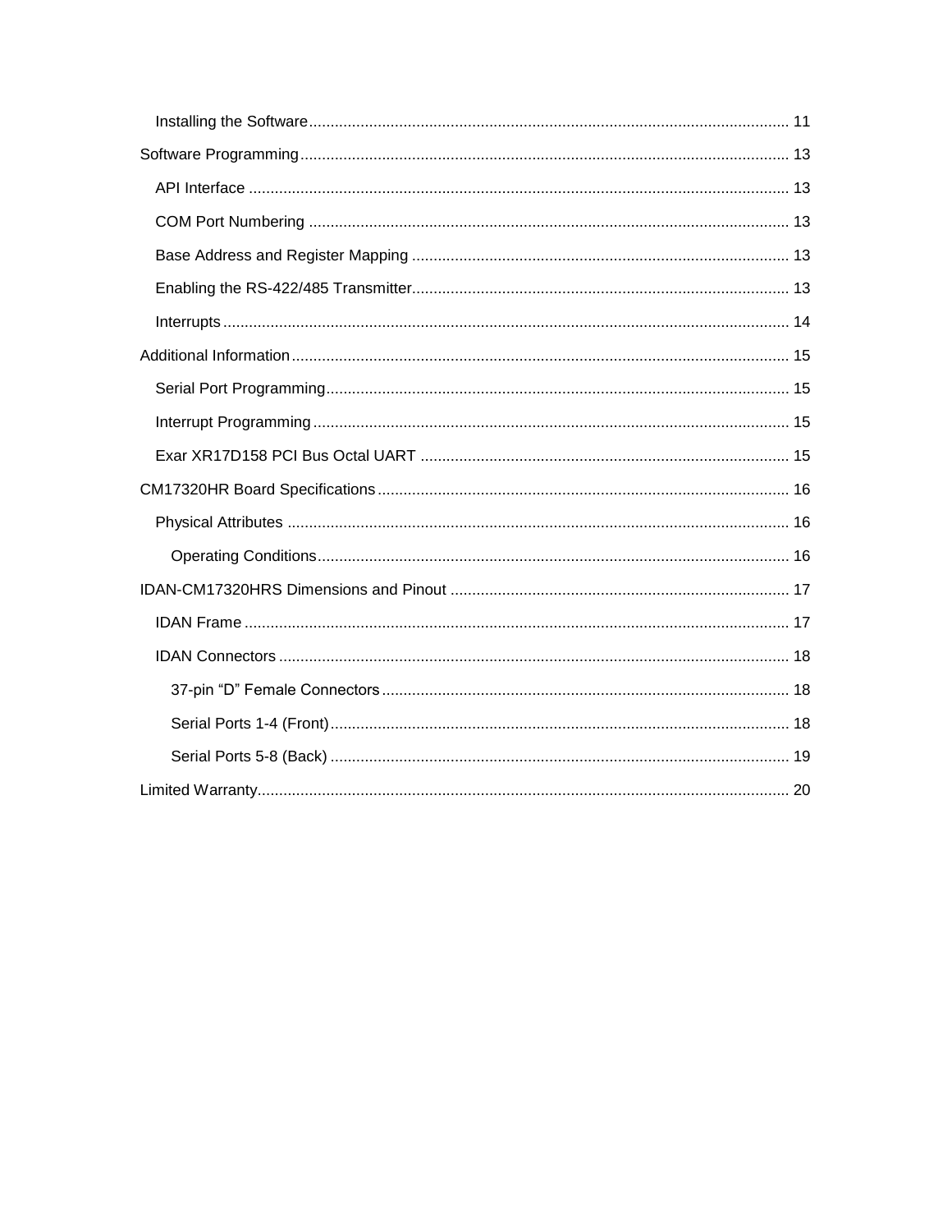Installing the Software ........................................................................................................ 11

Software Programming ........................................................................................................ 13

API Interface ........................................................................................................ 13

COM Port Numbering ........................................................................................................ 13

Base Address and Register Mapping ........................................................................................................ 13

Enabling the RS-422/485 Transmitter ........................................................................................................ 13

Interrupts ........................................................................................................ 14

Additional Information ........................................................................................................ 15

Serial Port Programming ........................................................................................................ 15

Interrupt Programming ........................................................................................................ 15

Exar XR17D158 PCI Bus Octal UART ........................................................................................................ 15

CM17320HR Board Specifications ........................................................................................................ 16

Physical Attributes ........................................................................................................ 16

Operating Conditions ........................................................................................................ 16

IDAN-CM17320HRS Dimensions and Pinout ........................................................................................................ 17

IDAN Frame ........................................................................................................ 17

IDAN Connectors ........................................................................................................ 18

37-pin “D” Female Connectors ........................................................................................................ 18

Serial Ports 1-4 (Front) ........................................................................................................ 18

Serial Ports 5-8 (Back) ........................................................................................................ 19

Limited Warranty ........................................................................................................ 20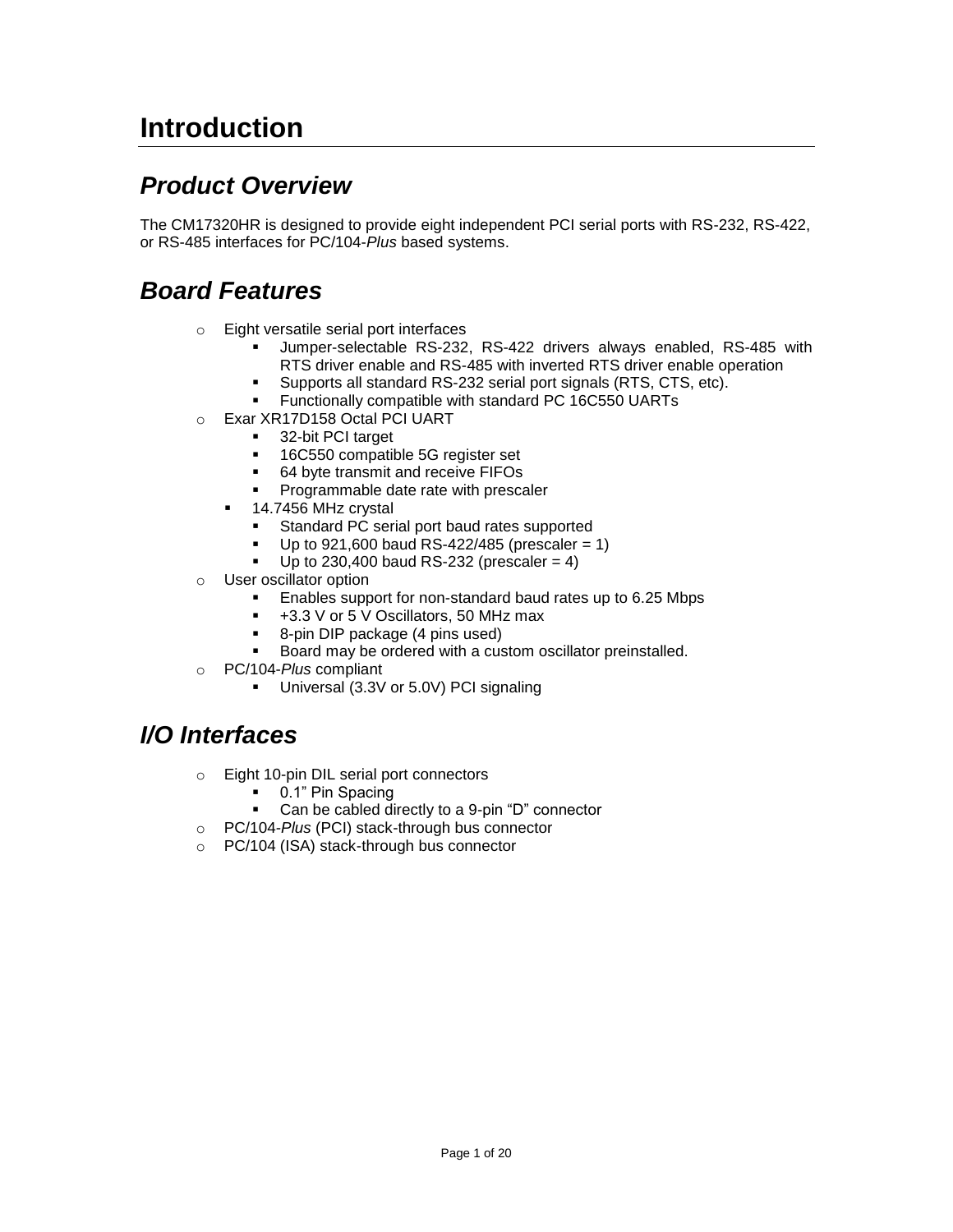# Introduction

## *Product Overview*

The CM17320HR is designed to provide eight independent PCI serial ports with RS-232, RS-422, or RS-485 interfaces for PC/104-*Plus* based systems.

## *Board Features*

- Eight versatile serial port interfaces
  - Jumper-selectable RS-232, RS-422 drivers always enabled, RS-485 with RTS driver enable and RS-485 with inverted RTS driver enable operation
  - Supports all standard RS-232 serial port signals (RTS, CTS, etc).
  - Functionally compatible with standard PC 16C550 UARTs
- Exar XR17D158 Octal PCI UART
  - 32-bit PCI target
  - 16C550 compatible 5G register set
  - 64 byte transmit and receive FIFOs
  - Programmable date rate with prescaler
- 14.7456 MHz crystal
  - Standard PC serial port baud rates supported
  - Up to 921,600 baud RS-422/485 (prescaler = 1)
  - Up to 230,400 baud RS-232 (prescaler = 4)
- User oscillator option
  - Enables support for non-standard baud rates up to 6.25 Mbps
  - +3.3 V or 5 V Oscillators, 50 MHz max
  - 8-pin DIP package (4 pins used)
  - Board may be ordered with a custom oscillator preinstalled.
- PC/104-*Plus* compliant
  - Universal (3.3V or 5.0V) PCI signaling

## *I/O Interfaces*

- Eight 10-pin DIL serial port connectors
  - 0.1" Pin Spacing
  - Can be cabled directly to a 9-pin "D" connector
- PC/104-*Plus* (PCI) stack-through bus connector
- PC/104 (ISA) stack-through bus connector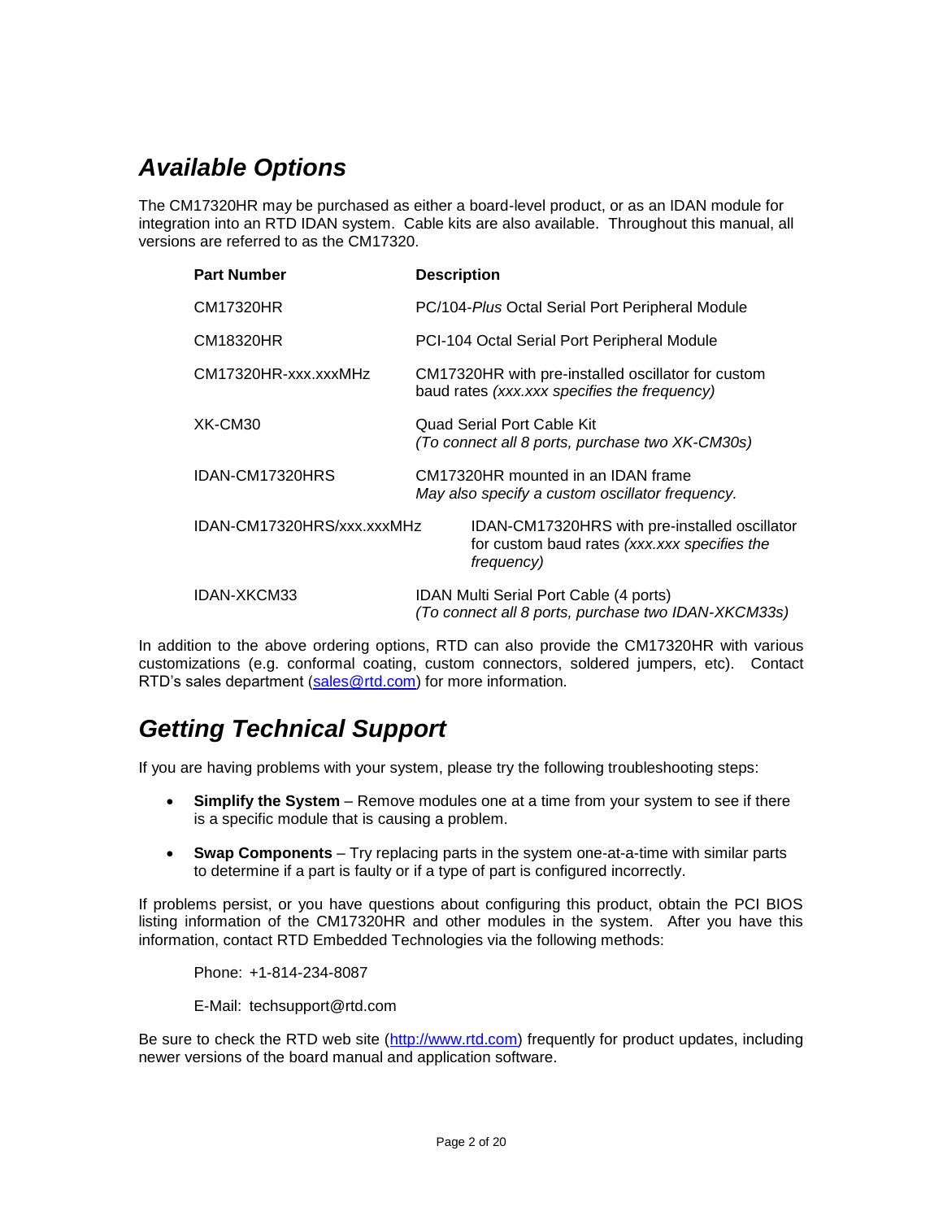## *Available Options*

The CM17320HR may be purchased as either a board-level product, or as an IDAN module for integration into an RTD IDAN system. Cable kits are also available. Throughout this manual, all versions are referred to as the CM17320.

| **Part Number** | **Description** |
|---|---|
| CM17320HR | PC/104-*Plus* Octal Serial Port Peripheral Module |
| CM18320HR | PCI-104 Octal Serial Port Peripheral Module |
| CM17320HR-xxx.xxxMHz | CM17320HR with pre-installed oscillator for custom baud rates *(xxx.xxx specifies the frequency)* |
| XK-CM30 | Quad Serial Port Cable Kit *(To connect all 8 ports, purchase two XK-CM30s)* |
| IDAN-CM17320HRS | CM17320HR mounted in an IDAN frame *May also specify a custom oscillator frequency.* |
| IDAN-CM17320HRS/xxx.xxxMHz | IDAN-CM17320HRS with pre-installed oscillator for custom baud rates *(xxx.xxx specifies the frequency)* |
| IDAN-XKCM33 | IDAN Multi Serial Port Cable (4 ports) *(To connect all 8 ports, purchase two IDAN-XKCM33s)* |

In addition to the above ordering options, RTD can also provide the CM17320HR with various customizations (e.g. conformal coating, custom connectors, soldered jumpers, etc). Contact RTD's sales department (sales@rtd.com) for more information.

## *Getting Technical Support*

If you are having problems with your system, please try the following troubleshooting steps:

- **Simplify the System** – Remove modules one at a time from your system to see if there is a specific module that is causing a problem.
- **Swap Components** – Try replacing parts in the system one-at-a-time with similar parts to determine if a part is faulty or if a type of part is configured incorrectly.

If problems persist, or you have questions about configuring this product, obtain the PCI BIOS listing information of the CM17320HR and other modules in the system. After you have this information, contact RTD Embedded Technologies via the following methods:

Phone: +1-814-234-8087

E-Mail: techsupport@rtd.com

Be sure to check the RTD web site (http://www.rtd.com) frequently for product updates, including newer versions of the board manual and application software.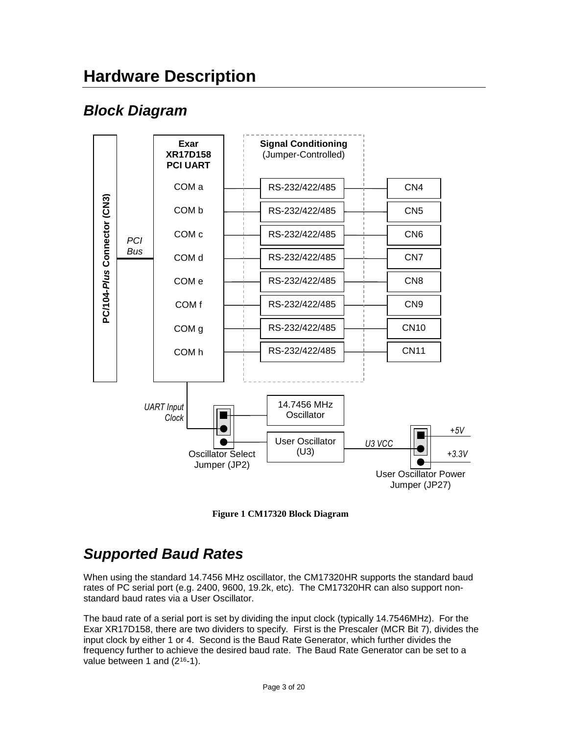# Hardware Description

## *Block Diagram*

Figure 1 CM17320 Block Diagram

## *Supported Baud Rates*

When using the standard 14.7456 MHz oscillator, the CM17320HR supports the standard baud rates of PC serial port (e.g. 2400, 9600, 19.2k, etc). The CM17320HR can also support non-standard baud rates via a User Oscillator.

The baud rate of a serial port is set by dividing the input clock (typically 14.7546MHz). For the Exar XR17D158, there are two dividers to specify. First is the Prescaler (MCR Bit 7), divides the input clock by either 1 or 4. Second is the Baud Rate Generator, which further divides the frequency further to achieve the desired baud rate. The Baud Rate Generator can be set to a value between 1 and ($2^{16}$-1).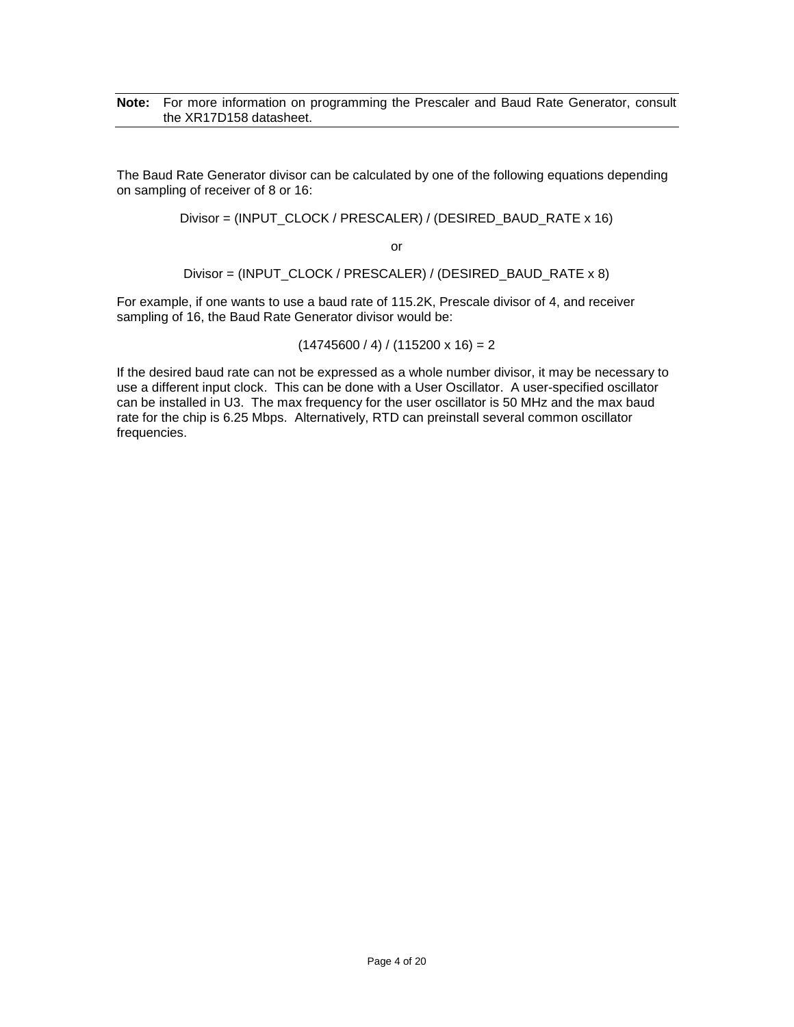**Note:** For more information on programming the Prescaler and Baud Rate Generator, consult the XR17D158 datasheet.

The Baud Rate Generator divisor can be calculated by one of the following equations depending on sampling of receiver of 8 or 16:

Divisor = (INPUT_CLOCK / PRESCALER) / (DESIRED_BAUD_RATE x 16)

or

Divisor = (INPUT_CLOCK / PRESCALER) / (DESIRED_BAUD_RATE x 8)

For example, if one wants to use a baud rate of 115.2K, Prescale divisor of 4, and receiver sampling of 16, the Baud Rate Generator divisor would be:

(14745600 / 4) / (115200 x 16) = 2

If the desired baud rate can not be expressed as a whole number divisor, it may be necessary to use a different input clock. This can be done with a User Oscillator. A user-specified oscillator can be installed in U3. The max frequency for the user oscillator is 50 MHz and the max baud rate for the chip is 6.25 Mbps. Alternatively, RTD can preinstall several common oscillator frequencies.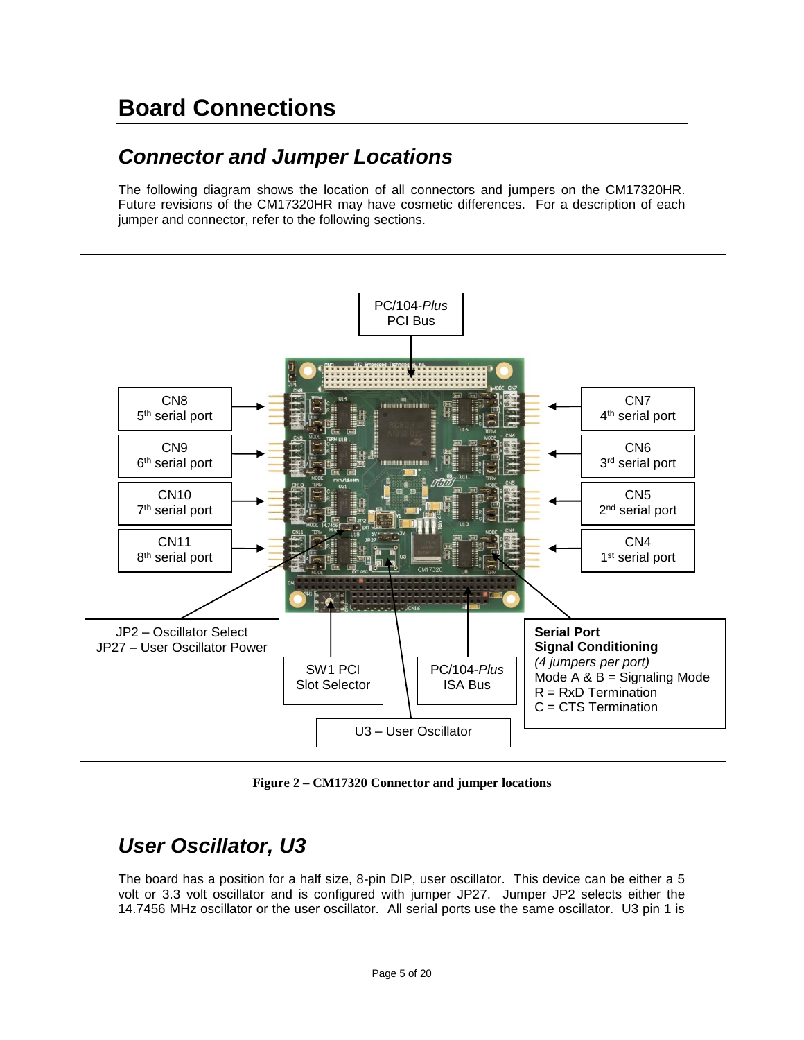# Board Connections

## Connector and Jumper Locations

The following diagram shows the location of all connectors and jumpers on the CM17320HR. Future revisions of the CM17320HR may have cosmetic differences. For a description of each jumper and connector, refer to the following sections.

**Figure 2 – CM17320 Connector and jumper locations**

## User Oscillator, U3

The board has a position for a half size, 8-pin DIP, user oscillator. This device can be either a 5 volt or 3.3 volt oscillator and is configured with jumper JP27. Jumper JP2 selects either the 14.7456 MHz oscillator or the user oscillator. All serial ports use the same oscillator. U3 pin 1 is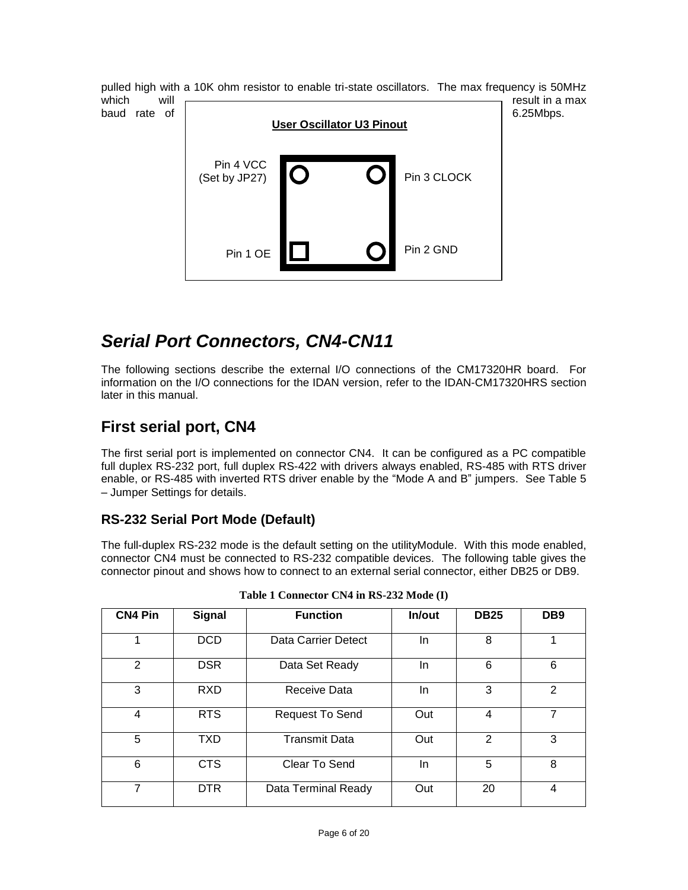pulled high with a 10K ohm resistor to enable tri-state oscillators. The max frequency is 50MHz which will result in a max baud rate of 6.25Mbps.

**User Oscillator U3 Pinout**

Pin 4 VCC (Set by JP27)

Pin 3 CLOCK

Pin 1 OE

Pin 2 GND

## *Serial Port Connectors, CN4-CN11*

The following sections describe the external I/O connections of the CM17320HR board. For information on the I/O connections for the IDAN version, refer to the IDAN-CM17320HRS section later in this manual.

## First serial port, CN4

The first serial port is implemented on connector CN4. It can be configured as a PC compatible full duplex RS-232 port, full duplex RS-422 with drivers always enabled, RS-485 with RTS driver enable, or RS-485 with inverted RTS driver enable by the "Mode A and B" jumpers. See Table 5 – Jumper Settings for details.

### RS-232 Serial Port Mode (Default)

The full-duplex RS-232 mode is the default setting on the utilityModule. With this mode enabled, connector CN4 must be connected to RS-232 compatible devices. The following table gives the connector pinout and shows how to connect to an external serial connector, either DB25 or DB9.

**Table 1 Connector CN4 in RS-232 Mode (I)**

| CN4 Pin | Signal | Function | In/out | DB25 | DB9 |
|---|---|---|---|---|---|
| 1 | DCD | Data Carrier Detect | In | 8 | 1 |
| 2 | DSR | Data Set Ready | In | 6 | 6 |
| 3 | RXD | Receive Data | In | 3 | 2 |
| 4 | RTS | Request To Send | Out | 4 | 7 |
| 5 | TXD | Transmit Data | Out | 2 | 3 |
| 6 | CTS | Clear To Send | In | 5 | 8 |
| 7 | DTR | Data Terminal Ready | Out | 20 | 4 |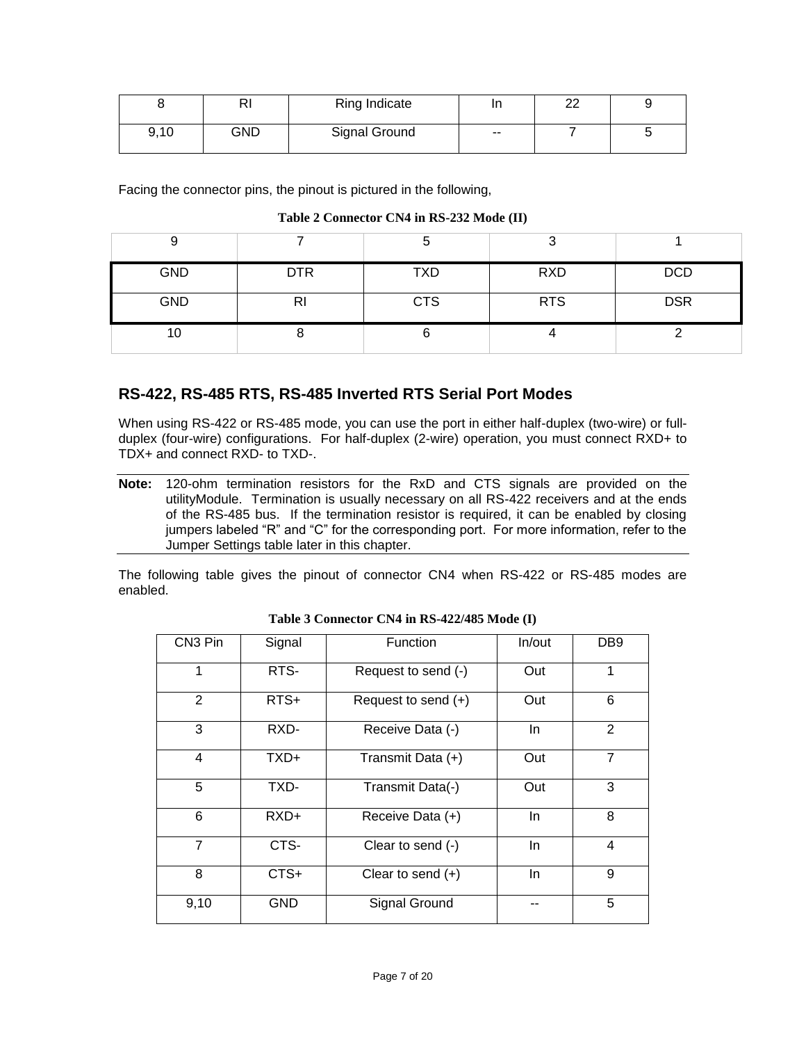| 8 | RI | Ring Indicate | In | 22 | 9 |
|---|---|---|---|---|---|
| 9,10 | GND | Signal Ground | -- | 7 | 5 |

Facing the connector pins, the pinout is pictured in the following,

**Table 2 Connector CN4 in RS-232 Mode (II)**

| 9 | 7 | 5 | 3 | 1 |
|---|---|---|---|---|
| GND | DTR | TXD | RXD | DCD |
| GND | RI | CTS | RTS | DSR |
| 10 | 8 | 6 | 4 | 2 |

## RS-422, RS-485 RTS, RS-485 Inverted RTS Serial Port Modes

When using RS-422 or RS-485 mode, you can use the port in either half-duplex (two-wire) or full-duplex (four-wire) configurations. For half-duplex (2-wire) operation, you must connect RXD+ to TDX+ and connect RXD- to TXD-.

**Note:** 120-ohm termination resistors for the RxD and CTS signals are provided on the utilityModule. Termination is usually necessary on all RS-422 receivers and at the ends of the RS-485 bus. If the termination resistor is required, it can be enabled by closing jumpers labeled "R" and "C" for the corresponding port. For more information, refer to the Jumper Settings table later in this chapter.

The following table gives the pinout of connector CN4 when RS-422 or RS-485 modes are enabled.

**Table 3 Connector CN4 in RS-422/485 Mode (I)**

| CN3 Pin | Signal | Function | In/out | DB9 |
|---|---|---|---|---|
| 1 | RTS- | Request to send (-) | Out | 1 |
| 2 | RTS+ | Request to send (+) | Out | 6 |
| 3 | RXD- | Receive Data (-) | In | 2 |
| 4 | TXD+ | Transmit Data (+) | Out | 7 |
| 5 | TXD- | Transmit Data(-) | Out | 3 |
| 6 | RXD+ | Receive Data (+) | In | 8 |
| 7 | CTS- | Clear to send (-) | In | 4 |
| 8 | CTS+ | Clear to send (+) | In | 9 |
| 9,10 | GND | Signal Ground | -- | 5 |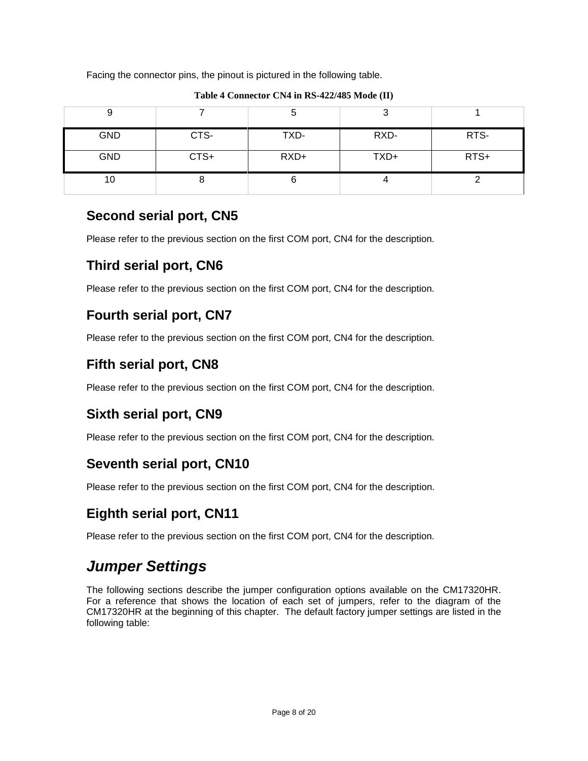Facing the connector pins, the pinout is pictured in the following table.

**Table 4 Connector CN4 in RS-422/485 Mode (II)**

| 9 | 7 | 5 | 3 | 1 |
|---|---|---|---|---|
| GND | CTS- | TXD- | RXD- | RTS- |
| GND | CTS+ | RXD+ | TXD+ | RTS+ |
| 10 | 8 | 6 | 4 | 2 |

## Second serial port, CN5

Please refer to the previous section on the first COM port, CN4 for the description.

## Third serial port, CN6

Please refer to the previous section on the first COM port, CN4 for the description.

## Fourth serial port, CN7

Please refer to the previous section on the first COM port, CN4 for the description.

## Fifth serial port, CN8

Please refer to the previous section on the first COM port, CN4 for the description.

## Sixth serial port, CN9

Please refer to the previous section on the first COM port, CN4 for the description.

## Seventh serial port, CN10

Please refer to the previous section on the first COM port, CN4 for the description.

## Eighth serial port, CN11

Please refer to the previous section on the first COM port, CN4 for the description.

# *Jumper Settings*

The following sections describe the jumper configuration options available on the CM17320HR. For a reference that shows the location of each set of jumpers, refer to the diagram of the CM17320HR at the beginning of this chapter. The default factory jumper settings are listed in the following table: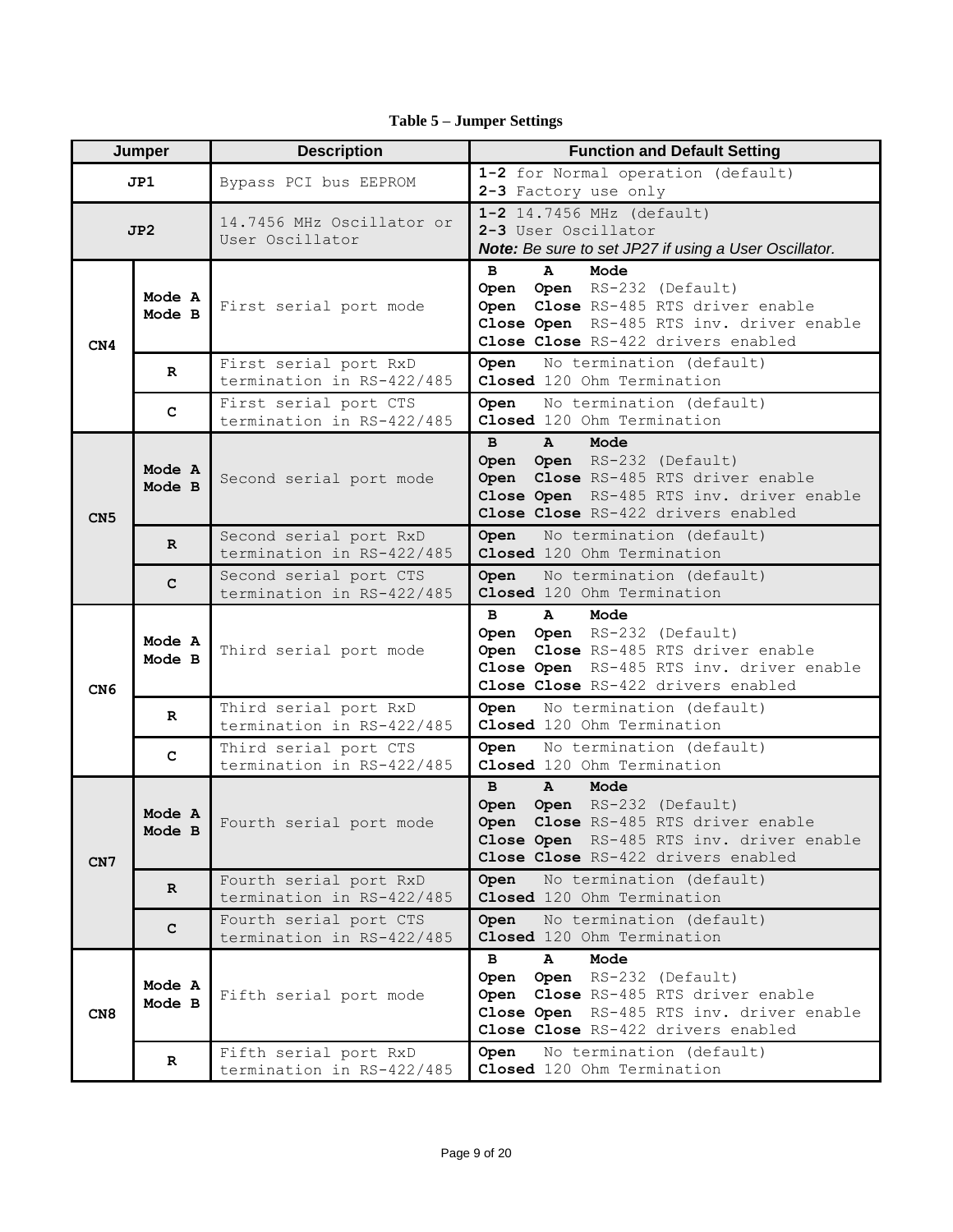**Table 5 – Jumper Settings**

| Jumper | | Description | Function and Default Setting |
|---|---|---|---|
| **JP1** | | Bypass PCI bus EEPROM | **1-2** for Normal operation (default)<br>**2-3** Factory use only |
| **JP2** | | 14.7456 MHz Oscillator or User Oscillator | **1-2** 14.7456 MHz (default)<br>**2-3** User Oscillator<br>***Note:** Be sure to set JP27 if using a User Oscillator.* |
| **CN4** | **Mode A Mode B** | First serial port mode | **B A Mode**<br>**Open Open** RS-232 (Default)<br>**Open Close** RS-485 RTS driver enable<br>**Close Open** RS-485 RTS inv. driver enable<br>**Close Close** RS-422 drivers enabled |
| | **R** | First serial port RxD termination in RS-422/485 | **Open** No termination (default)<br>**Closed** 120 Ohm Termination |
| | **C** | First serial port CTS termination in RS-422/485 | **Open** No termination (default)<br>**Closed** 120 Ohm Termination |
| **CN5** | **Mode A Mode B** | Second serial port mode | **B A Mode**<br>**Open Open** RS-232 (Default)<br>**Open Close** RS-485 RTS driver enable<br>**Close Open** RS-485 RTS inv. driver enable<br>**Close Close** RS-422 drivers enabled |
| | **R** | Second serial port RxD termination in RS-422/485 | **Open** No termination (default)<br>**Closed** 120 Ohm Termination |
| | **C** | Second serial port CTS termination in RS-422/485 | **Open** No termination (default)<br>**Closed** 120 Ohm Termination |
| **CN6** | **Mode A Mode B** | Third serial port mode | **B A Mode**<br>**Open Open** RS-232 (Default)<br>**Open Close** RS-485 RTS driver enable<br>**Close Open** RS-485 RTS inv. driver enable<br>**Close Close** RS-422 drivers enabled |
| | **R** | Third serial port RxD termination in RS-422/485 | **Open** No termination (default)<br>**Closed** 120 Ohm Termination |
| | **C** | Third serial port CTS termination in RS-422/485 | **Open** No termination (default)<br>**Closed** 120 Ohm Termination |
| **CN7** | **Mode A Mode B** | Fourth serial port mode | **B A Mode**<br>**Open Open** RS-232 (Default)<br>**Open Close** RS-485 RTS driver enable<br>**Close Open** RS-485 RTS inv. driver enable<br>**Close Close** RS-422 drivers enabled |
| | **R** | Fourth serial port RxD termination in RS-422/485 | **Open** No termination (default)<br>**Closed** 120 Ohm Termination |
| | **C** | Fourth serial port CTS termination in RS-422/485 | **Open** No termination (default)<br>**Closed** 120 Ohm Termination |
| **CN8** | **Mode A Mode B** | Fifth serial port mode | **B A Mode**<br>**Open Open** RS-232 (Default)<br>**Open Close** RS-485 RTS driver enable<br>**Close Open** RS-485 RTS inv. driver enable<br>**Close Close** RS-422 drivers enabled |
| | **R** | Fifth serial port RxD termination in RS-422/485 | **Open** No termination (default)<br>**Closed** 120 Ohm Termination |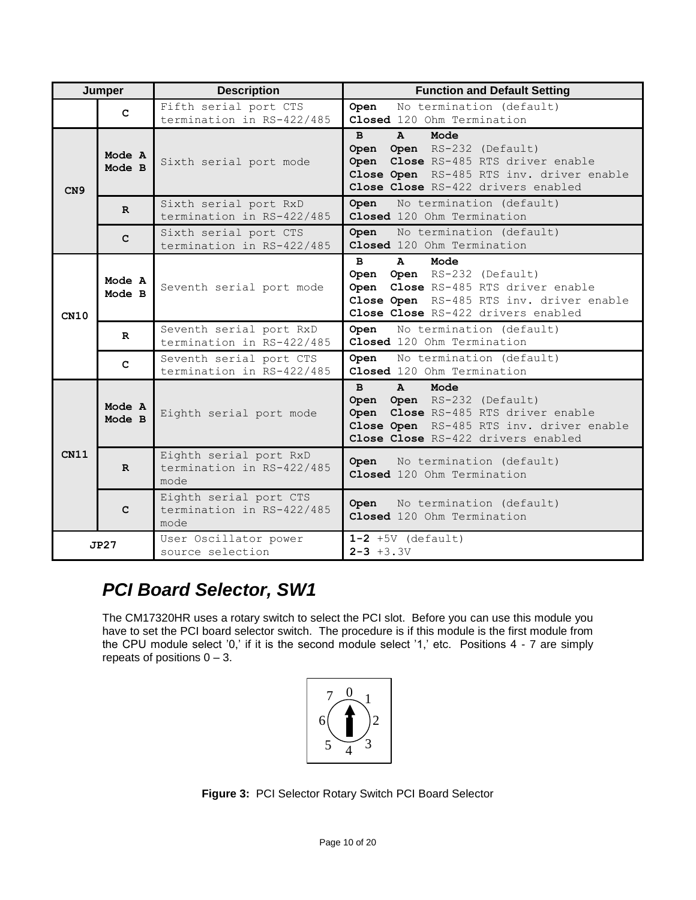| Jumper | | Description | Function and Default Setting |
|---|---|---|---|
| | **C** | Fifth serial port CTS termination in RS-422/485 | **Open** No termination (default)<br>**Closed** 120 Ohm Termination |
| **CN9** | **Mode A**<br>**Mode B** | Sixth serial port mode | **B A Mode**<br>**Open Open** RS-232 (Default)<br>**Open Close** RS-485 RTS driver enable<br>**Close Open** RS-485 RTS inv. driver enable<br>**Close Close** RS-422 drivers enabled |
| | **R** | Sixth serial port RxD termination in RS-422/485 | **Open** No termination (default)<br>**Closed** 120 Ohm Termination |
| | **C** | Sixth serial port CTS termination in RS-422/485 | **Open** No termination (default)<br>**Closed** 120 Ohm Termination |
| **CN10** | **Mode A**<br>**Mode B** | Seventh serial port mode | **B A Mode**<br>**Open Open** RS-232 (Default)<br>**Open Close** RS-485 RTS driver enable<br>**Close Open** RS-485 RTS inv. driver enable<br>**Close Close** RS-422 drivers enabled |
| | **R** | Seventh serial port RxD termination in RS-422/485 | **Open** No termination (default)<br>**Closed** 120 Ohm Termination |
| | **C** | Seventh serial port CTS termination in RS-422/485 | **Open** No termination (default)<br>**Closed** 120 Ohm Termination |
| **CN11** | **Mode A**<br>**Mode B** | Eighth serial port mode | **B A Mode**<br>**Open Open** RS-232 (Default)<br>**Open Close** RS-485 RTS driver enable<br>**Close Open** RS-485 RTS inv. driver enable<br>**Close Close** RS-422 drivers enabled |
| | **R** | Eighth serial port RxD termination in RS-422/485 mode | **Open** No termination (default)<br>**Closed** 120 Ohm Termination |
| | **C** | Eighth serial port CTS termination in RS-422/485 mode | **Open** No termination (default)<br>**Closed** 120 Ohm Termination |
| **JP27** | | User Oscillator power source selection | **1-2** +5V (default)<br>**2-3** +3.3V |

## *PCI Board Selector, SW1*

The CM17320HR uses a rotary switch to select the PCI slot. Before you can use this module you have to set the PCI board selector switch. The procedure is if this module is the first module from the CPU module select '0,' if it is the second module select '1,' etc. Positions 4 - 7 are simply repeats of positions 0 – 3.

**Figure 3:** PCI Selector Rotary Switch PCI Board Selector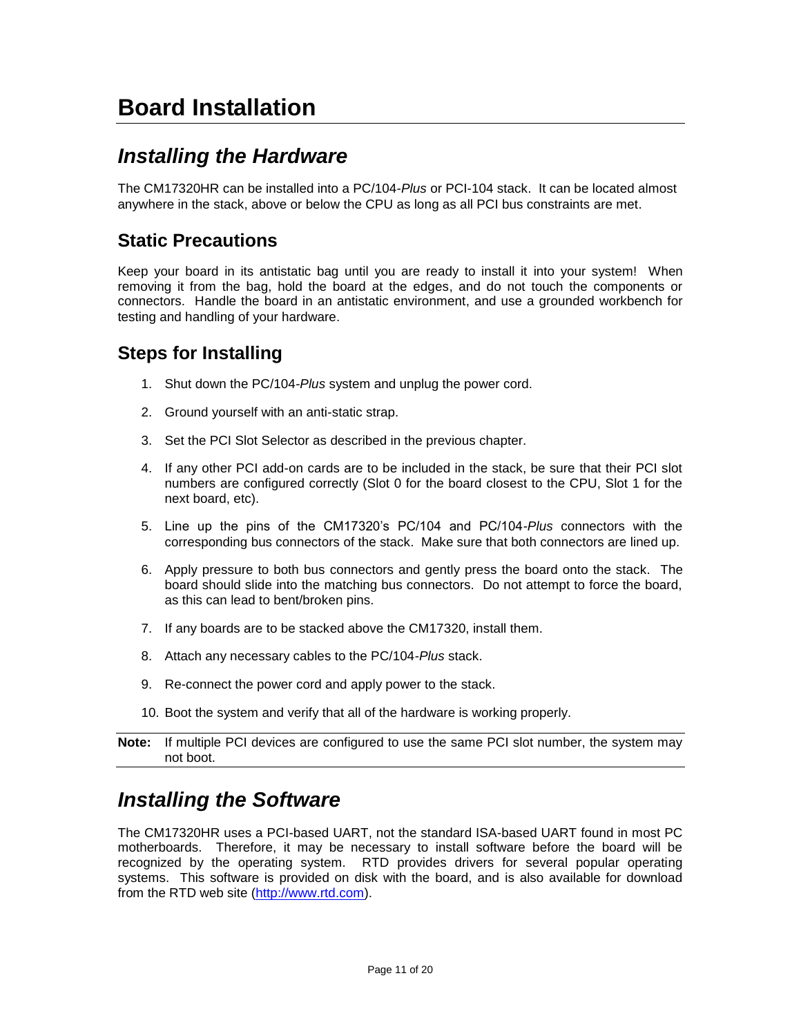# Board Installation

## *Installing the Hardware*

The CM17320HR can be installed into a PC/104-*Plus* or PCI-104 stack. It can be located almost anywhere in the stack, above or below the CPU as long as all PCI bus constraints are met.

### Static Precautions

Keep your board in its antistatic bag until you are ready to install it into your system! When removing it from the bag, hold the board at the edges, and do not touch the components or connectors. Handle the board in an antistatic environment, and use a grounded workbench for testing and handling of your hardware.

### Steps for Installing

1. Shut down the PC/104-*Plus* system and unplug the power cord.
2. Ground yourself with an anti-static strap.
3. Set the PCI Slot Selector as described in the previous chapter.
4. If any other PCI add-on cards are to be included in the stack, be sure that their PCI slot numbers are configured correctly (Slot 0 for the board closest to the CPU, Slot 1 for the next board, etc).
5. Line up the pins of the CM17320's PC/104 and PC/104-*Plus* connectors with the corresponding bus connectors of the stack. Make sure that both connectors are lined up.
6. Apply pressure to both bus connectors and gently press the board onto the stack. The board should slide into the matching bus connectors. Do not attempt to force the board, as this can lead to bent/broken pins.
7. If any boards are to be stacked above the CM17320, install them.
8. Attach any necessary cables to the PC/104-*Plus* stack.
9. Re-connect the power cord and apply power to the stack.
10. Boot the system and verify that all of the hardware is working properly.

**Note:** If multiple PCI devices are configured to use the same PCI slot number, the system may not boot.

## *Installing the Software*

The CM17320HR uses a PCI-based UART, not the standard ISA-based UART found in most PC motherboards. Therefore, it may be necessary to install software before the board will be recognized by the operating system. RTD provides drivers for several popular operating systems. This software is provided on disk with the board, and is also available for download from the RTD web site (http://www.rtd.com).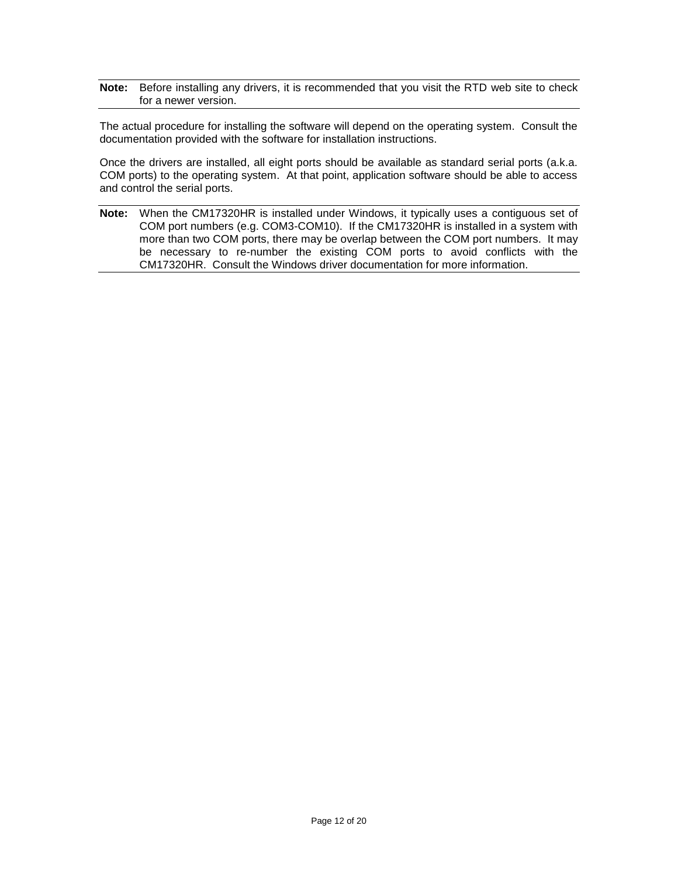**Note:** Before installing any drivers, it is recommended that you visit the RTD web site to check for a newer version.

The actual procedure for installing the software will depend on the operating system. Consult the documentation provided with the software for installation instructions.

Once the drivers are installed, all eight ports should be available as standard serial ports (a.k.a. COM ports) to the operating system. At that point, application software should be able to access and control the serial ports.

**Note:** When the CM17320HR is installed under Windows, it typically uses a contiguous set of COM port numbers (e.g. COM3-COM10). If the CM17320HR is installed in a system with more than two COM ports, there may be overlap between the COM port numbers. It may be necessary to re-number the existing COM ports to avoid conflicts with the CM17320HR. Consult the Windows driver documentation for more information.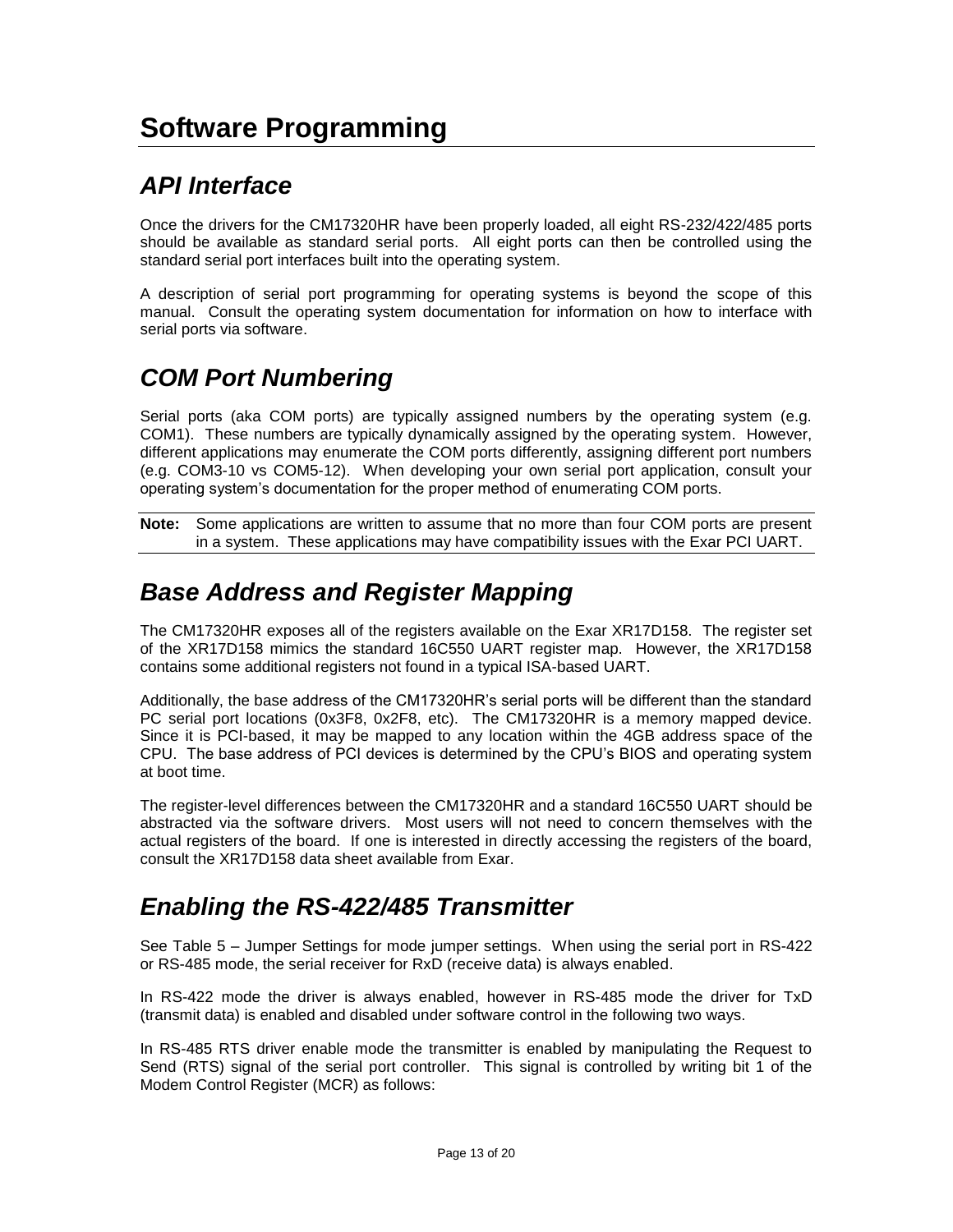# Software Programming

## API Interface

Once the drivers for the CM17320HR have been properly loaded, all eight RS-232/422/485 ports should be available as standard serial ports. All eight ports can then be controlled using the standard serial port interfaces built into the operating system.

A description of serial port programming for operating systems is beyond the scope of this manual. Consult the operating system documentation for information on how to interface with serial ports via software.

## COM Port Numbering

Serial ports (aka COM ports) are typically assigned numbers by the operating system (e.g. COM1). These numbers are typically dynamically assigned by the operating system. However, different applications may enumerate the COM ports differently, assigning different port numbers (e.g. COM3-10 vs COM5-12). When developing your own serial port application, consult your operating system's documentation for the proper method of enumerating COM ports.

**Note:** Some applications are written to assume that no more than four COM ports are present in a system. These applications may have compatibility issues with the Exar PCI UART.

## Base Address and Register Mapping

The CM17320HR exposes all of the registers available on the Exar XR17D158. The register set of the XR17D158 mimics the standard 16C550 UART register map. However, the XR17D158 contains some additional registers not found in a typical ISA-based UART.

Additionally, the base address of the CM17320HR's serial ports will be different than the standard PC serial port locations (0x3F8, 0x2F8, etc). The CM17320HR is a memory mapped device. Since it is PCI-based, it may be mapped to any location within the 4GB address space of the CPU. The base address of PCI devices is determined by the CPU's BIOS and operating system at boot time.

The register-level differences between the CM17320HR and a standard 16C550 UART should be abstracted via the software drivers. Most users will not need to concern themselves with the actual registers of the board. If one is interested in directly accessing the registers of the board, consult the XR17D158 data sheet available from Exar.

## Enabling the RS-422/485 Transmitter

See Table 5 – Jumper Settings for mode jumper settings. When using the serial port in RS-422 or RS-485 mode, the serial receiver for RxD (receive data) is always enabled.

In RS-422 mode the driver is always enabled, however in RS-485 mode the driver for TxD (transmit data) is enabled and disabled under software control in the following two ways.

In RS-485 RTS driver enable mode the transmitter is enabled by manipulating the Request to Send (RTS) signal of the serial port controller. This signal is controlled by writing bit 1 of the Modem Control Register (MCR) as follows: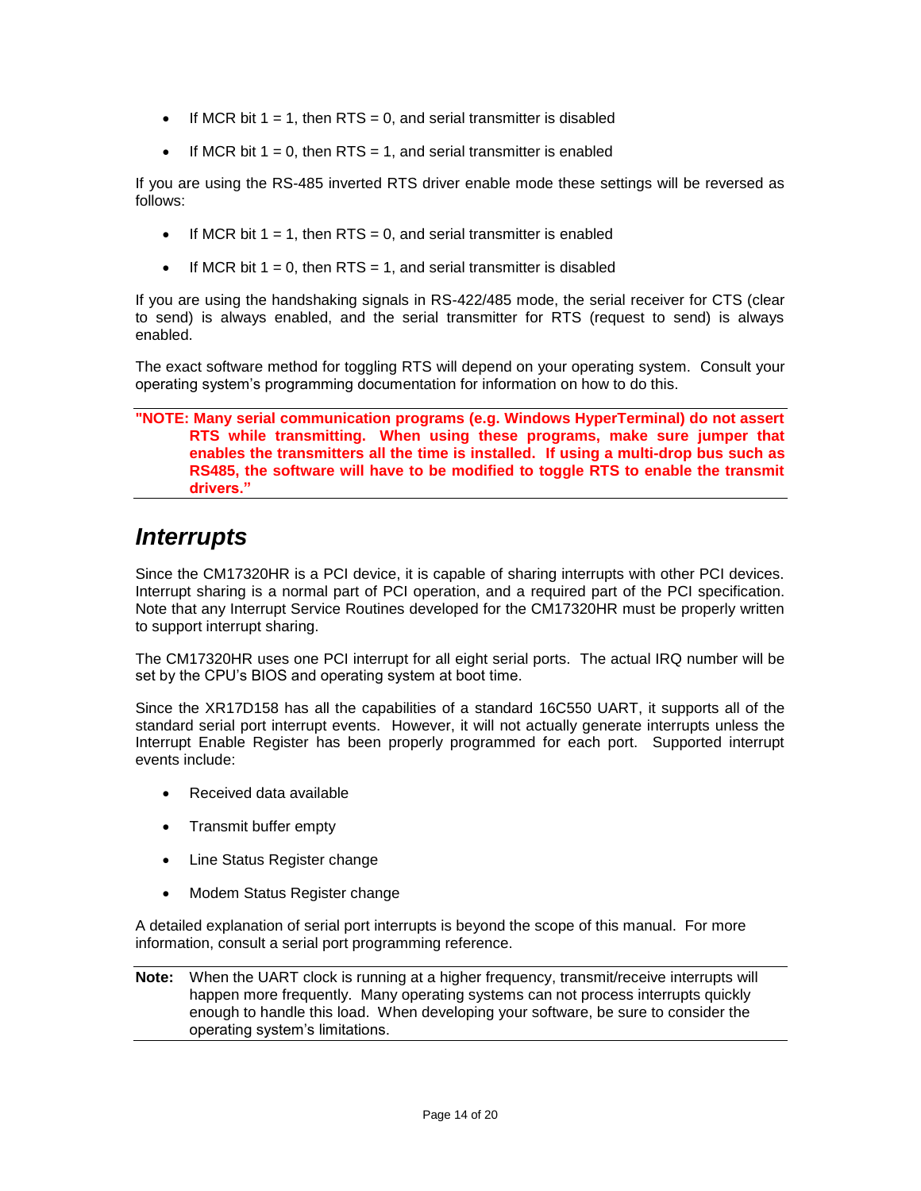- If MCR bit 1 = 1, then RTS = 0, and serial transmitter is disabled
- If MCR bit 1 = 0, then RTS = 1, and serial transmitter is enabled

If you are using the RS-485 inverted RTS driver enable mode these settings will be reversed as follows:

- If MCR bit 1 = 1, then RTS = 0, and serial transmitter is enabled
- If MCR bit 1 = 0, then RTS = 1, and serial transmitter is disabled

If you are using the handshaking signals in RS-422/485 mode, the serial receiver for CTS (clear to send) is always enabled, and the serial transmitter for RTS (request to send) is always enabled.

The exact software method for toggling RTS will depend on your operating system. Consult your operating system's programming documentation for information on how to do this.

---

**"NOTE: Many serial communication programs (e.g. Windows HyperTerminal) do not assert RTS while transmitting. When using these programs, make sure jumper that enables the transmitters all the time is installed. If using a multi-drop bus such as RS485, the software will have to be modified to toggle RTS to enable the transmit drivers."**

---

## *Interrupts*

Since the CM17320HR is a PCI device, it is capable of sharing interrupts with other PCI devices. Interrupt sharing is a normal part of PCI operation, and a required part of the PCI specification. Note that any Interrupt Service Routines developed for the CM17320HR must be properly written to support interrupt sharing.

The CM17320HR uses one PCI interrupt for all eight serial ports. The actual IRQ number will be set by the CPU's BIOS and operating system at boot time.

Since the XR17D158 has all the capabilities of a standard 16C550 UART, it supports all of the standard serial port interrupt events. However, it will not actually generate interrupts unless the Interrupt Enable Register has been properly programmed for each port. Supported interrupt events include:

- Received data available
- Transmit buffer empty
- Line Status Register change
- Modem Status Register change

A detailed explanation of serial port interrupts is beyond the scope of this manual. For more information, consult a serial port programming reference.

---

**Note:** When the UART clock is running at a higher frequency, transmit/receive interrupts will happen more frequently. Many operating systems can not process interrupts quickly enough to handle this load. When developing your software, be sure to consider the operating system's limitations.

---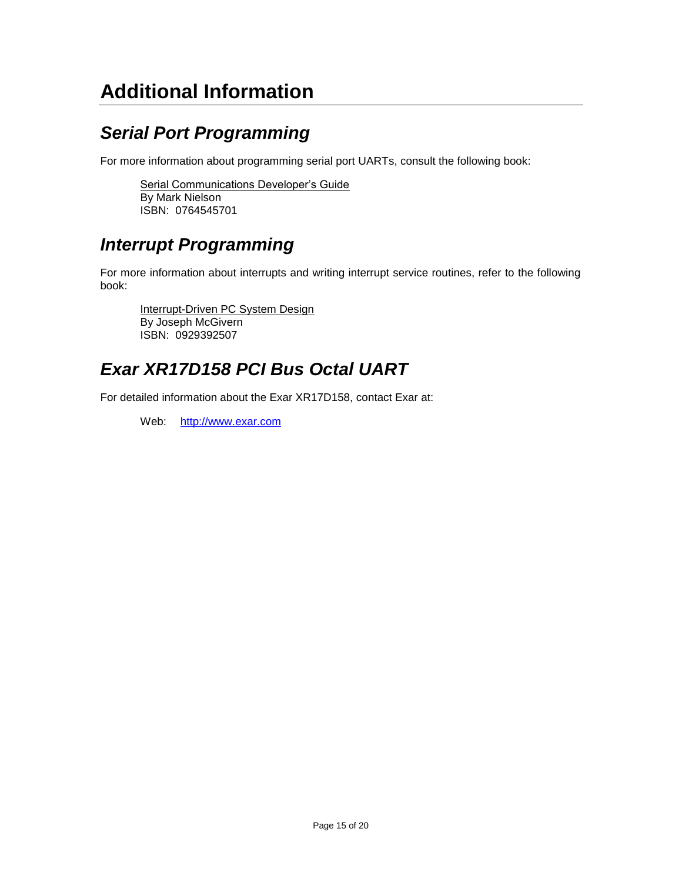# Additional Information

## *Serial Port Programming*

For more information about programming serial port UARTs, consult the following book:

> Serial Communications Developer's Guide
> By Mark Nielson
> ISBN: 0764545701

## *Interrupt Programming*

For more information about interrupts and writing interrupt service routines, refer to the following book:

> Interrupt-Driven PC System Design
> By Joseph McGivern
> ISBN: 0929392507

## *Exar XR17D158 PCI Bus Octal UART*

For detailed information about the Exar XR17D158, contact Exar at:

> Web: [http://www.exar.com](http://www.exar.com)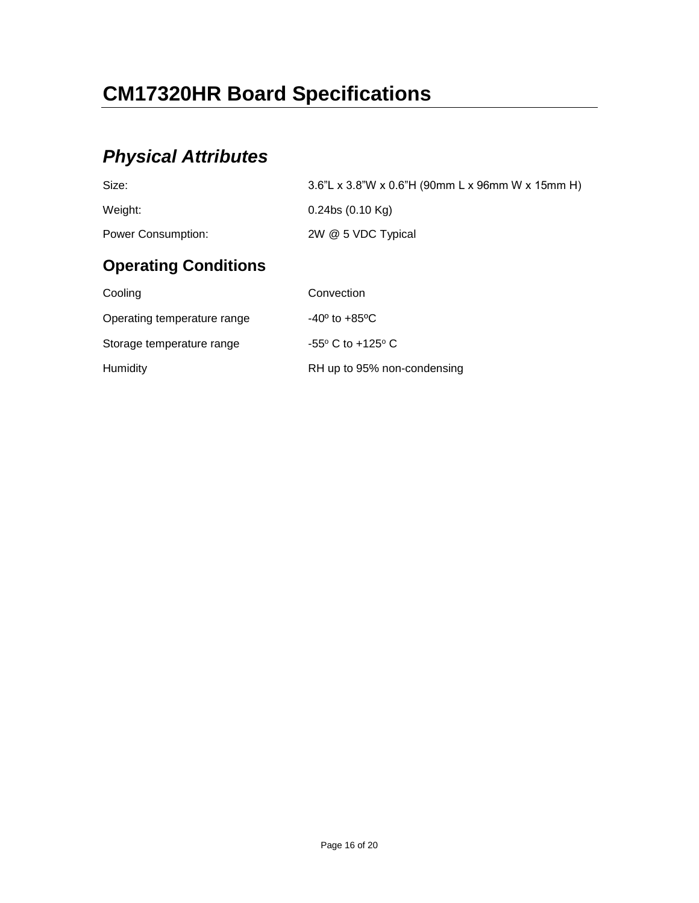# CM17320HR Board Specifications

## *Physical Attributes*

| | |
|---|---|
| Size: | 3.6"L x 3.8"W x 0.6"H (90mm L x 96mm W x 15mm H) |
| Weight: | 0.24bs (0.10 Kg) |
| Power Consumption: | 2W @ 5 VDC Typical |

### Operating Conditions

| | |
|---|---|
| Cooling | Convection |
| Operating temperature range | -40º to +85ºC |
| Storage temperature range | -55º C to +125º C |
| Humidity | RH up to 95% non-condensing |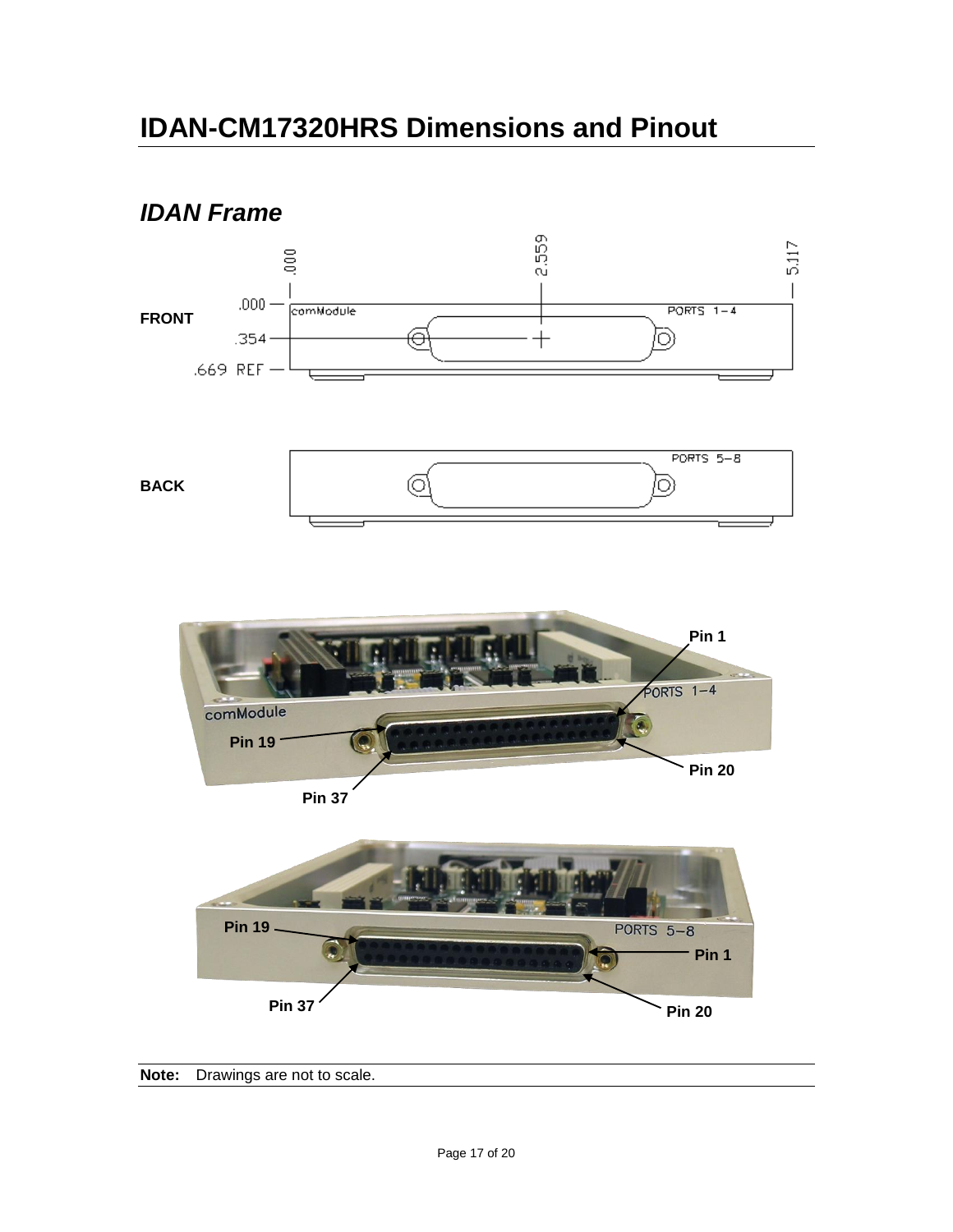# IDAN-CM17320HRS Dimensions and Pinout

## *IDAN Frame*

FRONT

BACK

**Note:** Drawings are not to scale.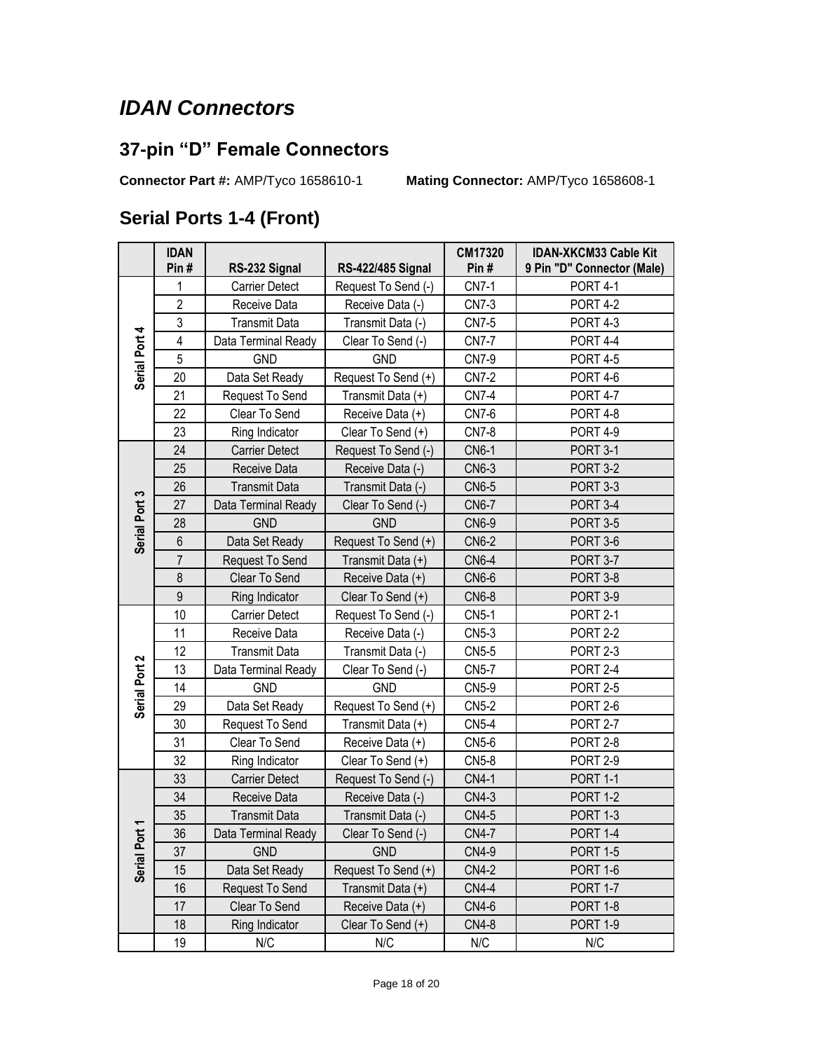## *IDAN Connectors*

### 37-pin “D” Female Connectors

**Connector Part #:** AMP/Tyco 1658610-1 **Mating Connector:** AMP/Tyco 1658608-1

### Serial Ports 1-4 (Front)

| | IDAN Pin # | RS-232 Signal | RS-422/485 Signal | CM17320 Pin # | IDAN-XKCM33 Cable Kit 9 Pin "D" Connector (Male) |
|---|---|---|---|---|---|
| Serial Port 4 | 1 | Carrier Detect | Request To Send (-) | CN7-1 | PORT 4-1 |
| | 2 | Receive Data | Receive Data (-) | CN7-3 | PORT 4-2 |
| | 3 | Transmit Data | Transmit Data (-) | CN7-5 | PORT 4-3 |
| | 4 | Data Terminal Ready | Clear To Send (-) | CN7-7 | PORT 4-4 |
| | 5 | GND | GND | CN7-9 | PORT 4-5 |
| | 20 | Data Set Ready | Request To Send (+) | CN7-2 | PORT 4-6 |
| | 21 | Request To Send | Transmit Data (+) | CN7-4 | PORT 4-7 |
| | 22 | Clear To Send | Receive Data (+) | CN7-6 | PORT 4-8 |
| | 23 | Ring Indicator | Clear To Send (+) | CN7-8 | PORT 4-9 |
| Serial Port 3 | 24 | Carrier Detect | Request To Send (-) | CN6-1 | PORT 3-1 |
| | 25 | Receive Data | Receive Data (-) | CN6-3 | PORT 3-2 |
| | 26 | Transmit Data | Transmit Data (-) | CN6-5 | PORT 3-3 |
| | 27 | Data Terminal Ready | Clear To Send (-) | CN6-7 | PORT 3-4 |
| | 28 | GND | GND | CN6-9 | PORT 3-5 |
| | 6 | Data Set Ready | Request To Send (+) | CN6-2 | PORT 3-6 |
| | 7 | Request To Send | Transmit Data (+) | CN6-4 | PORT 3-7 |
| | 8 | Clear To Send | Receive Data (+) | CN6-6 | PORT 3-8 |
| | 9 | Ring Indicator | Clear To Send (+) | CN6-8 | PORT 3-9 |
| Serial Port 2 | 10 | Carrier Detect | Request To Send (-) | CN5-1 | PORT 2-1 |
| | 11 | Receive Data | Receive Data (-) | CN5-3 | PORT 2-2 |
| | 12 | Transmit Data | Transmit Data (-) | CN5-5 | PORT 2-3 |
| | 13 | Data Terminal Ready | Clear To Send (-) | CN5-7 | PORT 2-4 |
| | 14 | GND | GND | CN5-9 | PORT 2-5 |
| | 29 | Data Set Ready | Request To Send (+) | CN5-2 | PORT 2-6 |
| | 30 | Request To Send | Transmit Data (+) | CN5-4 | PORT 2-7 |
| | 31 | Clear To Send | Receive Data (+) | CN5-6 | PORT 2-8 |
| | 32 | Ring Indicator | Clear To Send (+) | CN5-8 | PORT 2-9 |
| Serial Port 1 | 33 | Carrier Detect | Request To Send (-) | CN4-1 | PORT 1-1 |
| | 34 | Receive Data | Receive Data (-) | CN4-3 | PORT 1-2 |
| | 35 | Transmit Data | Transmit Data (-) | CN4-5 | PORT 1-3 |
| | 36 | Data Terminal Ready | Clear To Send (-) | CN4-7 | PORT 1-4 |
| | 37 | GND | GND | CN4-9 | PORT 1-5 |
| | 15 | Data Set Ready | Request To Send (+) | CN4-2 | PORT 1-6 |
| | 16 | Request To Send | Transmit Data (+) | CN4-4 | PORT 1-7 |
| | 17 | Clear To Send | Receive Data (+) | CN4-6 | PORT 1-8 |
| | 18 | Ring Indicator | Clear To Send (+) | CN4-8 | PORT 1-9 |
| | 19 | N/C | N/C | N/C | N/C |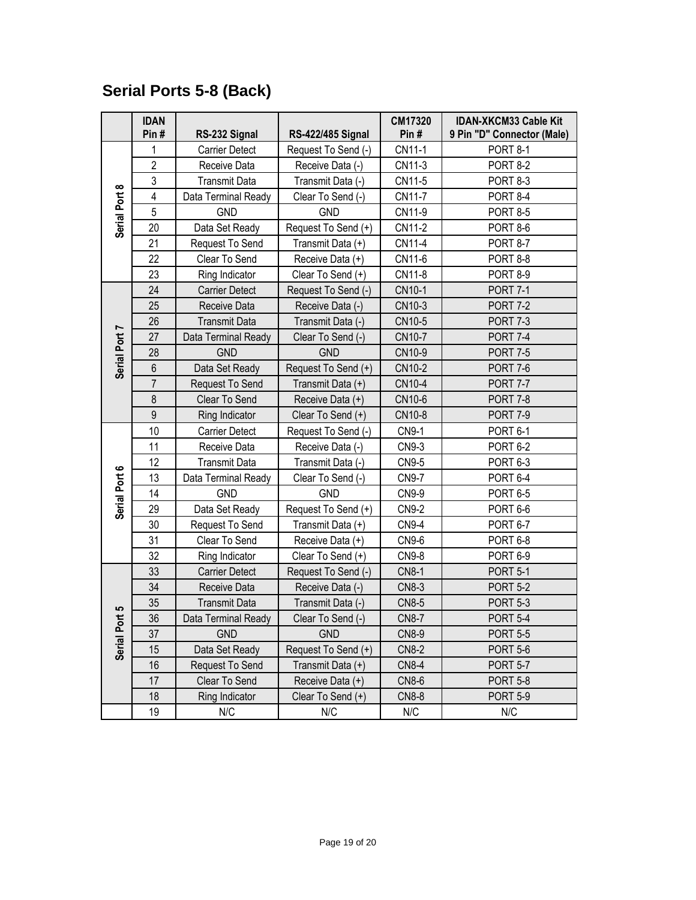## Serial Ports 5-8 (Back)

| | IDAN Pin # | RS-232 Signal | RS-422/485 Signal | CM17320 Pin # | IDAN-XKCM33 Cable Kit 9 Pin "D" Connector (Male) |
|---|---|---|---|---|---|
| Serial Port 8 | 1 | Carrier Detect | Request To Send (-) | CN11-1 | PORT 8-1 |
| | 2 | Receive Data | Receive Data (-) | CN11-3 | PORT 8-2 |
| | 3 | Transmit Data | Transmit Data (-) | CN11-5 | PORT 8-3 |
| | 4 | Data Terminal Ready | Clear To Send (-) | CN11-7 | PORT 8-4 |
| | 5 | GND | GND | CN11-9 | PORT 8-5 |
| | 20 | Data Set Ready | Request To Send (+) | CN11-2 | PORT 8-6 |
| | 21 | Request To Send | Transmit Data (+) | CN11-4 | PORT 8-7 |
| | 22 | Clear To Send | Receive Data (+) | CN11-6 | PORT 8-8 |
| | 23 | Ring Indicator | Clear To Send (+) | CN11-8 | PORT 8-9 |
| Serial Port 7 | 24 | Carrier Detect | Request To Send (-) | CN10-1 | PORT 7-1 |
| | 25 | Receive Data | Receive Data (-) | CN10-3 | PORT 7-2 |
| | 26 | Transmit Data | Transmit Data (-) | CN10-5 | PORT 7-3 |
| | 27 | Data Terminal Ready | Clear To Send (-) | CN10-7 | PORT 7-4 |
| | 28 | GND | GND | CN10-9 | PORT 7-5 |
| | 6 | Data Set Ready | Request To Send (+) | CN10-2 | PORT 7-6 |
| | 7 | Request To Send | Transmit Data (+) | CN10-4 | PORT 7-7 |
| | 8 | Clear To Send | Receive Data (+) | CN10-6 | PORT 7-8 |
| | 9 | Ring Indicator | Clear To Send (+) | CN10-8 | PORT 7-9 |
| Serial Port 6 | 10 | Carrier Detect | Request To Send (-) | CN9-1 | PORT 6-1 |
| | 11 | Receive Data | Receive Data (-) | CN9-3 | PORT 6-2 |
| | 12 | Transmit Data | Transmit Data (-) | CN9-5 | PORT 6-3 |
| | 13 | Data Terminal Ready | Clear To Send (-) | CN9-7 | PORT 6-4 |
| | 14 | GND | GND | CN9-9 | PORT 6-5 |
| | 29 | Data Set Ready | Request To Send (+) | CN9-2 | PORT 6-6 |
| | 30 | Request To Send | Transmit Data (+) | CN9-4 | PORT 6-7 |
| | 31 | Clear To Send | Receive Data (+) | CN9-6 | PORT 6-8 |
| | 32 | Ring Indicator | Clear To Send (+) | CN9-8 | PORT 6-9 |
| Serial Port 5 | 33 | Carrier Detect | Request To Send (-) | CN8-1 | PORT 5-1 |
| | 34 | Receive Data | Receive Data (-) | CN8-3 | PORT 5-2 |
| | 35 | Transmit Data | Transmit Data (-) | CN8-5 | PORT 5-3 |
| | 36 | Data Terminal Ready | Clear To Send (-) | CN8-7 | PORT 5-4 |
| | 37 | GND | GND | CN8-9 | PORT 5-5 |
| | 15 | Data Set Ready | Request To Send (+) | CN8-2 | PORT 5-6 |
| | 16 | Request To Send | Transmit Data (+) | CN8-4 | PORT 5-7 |
| | 17 | Clear To Send | Receive Data (+) | CN8-6 | PORT 5-8 |
| | 18 | Ring Indicator | Clear To Send (+) | CN8-8 | PORT 5-9 |
| | 19 | N/C | N/C | N/C | N/C |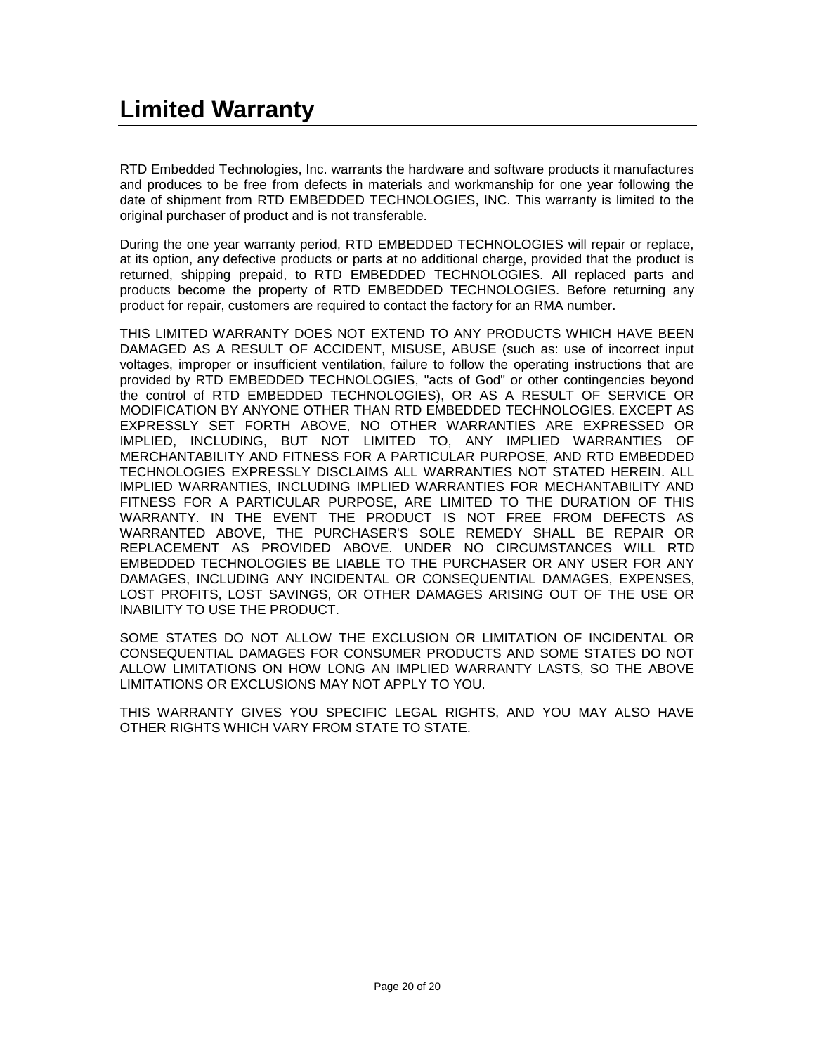# Limited Warranty

RTD Embedded Technologies, Inc. warrants the hardware and software products it manufactures and produces to be free from defects in materials and workmanship for one year following the date of shipment from RTD EMBEDDED TECHNOLOGIES, INC. This warranty is limited to the original purchaser of product and is not transferable.

During the one year warranty period, RTD EMBEDDED TECHNOLOGIES will repair or replace, at its option, any defective products or parts at no additional charge, provided that the product is returned, shipping prepaid, to RTD EMBEDDED TECHNOLOGIES. All replaced parts and products become the property of RTD EMBEDDED TECHNOLOGIES. Before returning any product for repair, customers are required to contact the factory for an RMA number.

THIS LIMITED WARRANTY DOES NOT EXTEND TO ANY PRODUCTS WHICH HAVE BEEN DAMAGED AS A RESULT OF ACCIDENT, MISUSE, ABUSE (such as: use of incorrect input voltages, improper or insufficient ventilation, failure to follow the operating instructions that are provided by RTD EMBEDDED TECHNOLOGIES, "acts of God" or other contingencies beyond the control of RTD EMBEDDED TECHNOLOGIES), OR AS A RESULT OF SERVICE OR MODIFICATION BY ANYONE OTHER THAN RTD EMBEDDED TECHNOLOGIES. EXCEPT AS EXPRESSLY SET FORTH ABOVE, NO OTHER WARRANTIES ARE EXPRESSED OR IMPLIED, INCLUDING, BUT NOT LIMITED TO, ANY IMPLIED WARRANTIES OF MERCHANTABILITY AND FITNESS FOR A PARTICULAR PURPOSE, AND RTD EMBEDDED TECHNOLOGIES EXPRESSLY DISCLAIMS ALL WARRANTIES NOT STATED HEREIN. ALL IMPLIED WARRANTIES, INCLUDING IMPLIED WARRANTIES FOR MECHANTABILITY AND FITNESS FOR A PARTICULAR PURPOSE, ARE LIMITED TO THE DURATION OF THIS WARRANTY. IN THE EVENT THE PRODUCT IS NOT FREE FROM DEFECTS AS WARRANTED ABOVE, THE PURCHASER'S SOLE REMEDY SHALL BE REPAIR OR REPLACEMENT AS PROVIDED ABOVE. UNDER NO CIRCUMSTANCES WILL RTD EMBEDDED TECHNOLOGIES BE LIABLE TO THE PURCHASER OR ANY USER FOR ANY DAMAGES, INCLUDING ANY INCIDENTAL OR CONSEQUENTIAL DAMAGES, EXPENSES, LOST PROFITS, LOST SAVINGS, OR OTHER DAMAGES ARISING OUT OF THE USE OR INABILITY TO USE THE PRODUCT.

SOME STATES DO NOT ALLOW THE EXCLUSION OR LIMITATION OF INCIDENTAL OR CONSEQUENTIAL DAMAGES FOR CONSUMER PRODUCTS AND SOME STATES DO NOT ALLOW LIMITATIONS ON HOW LONG AN IMPLIED WARRANTY LASTS, SO THE ABOVE LIMITATIONS OR EXCLUSIONS MAY NOT APPLY TO YOU.

THIS WARRANTY GIVES YOU SPECIFIC LEGAL RIGHTS, AND YOU MAY ALSO HAVE OTHER RIGHTS WHICH VARY FROM STATE TO STATE.